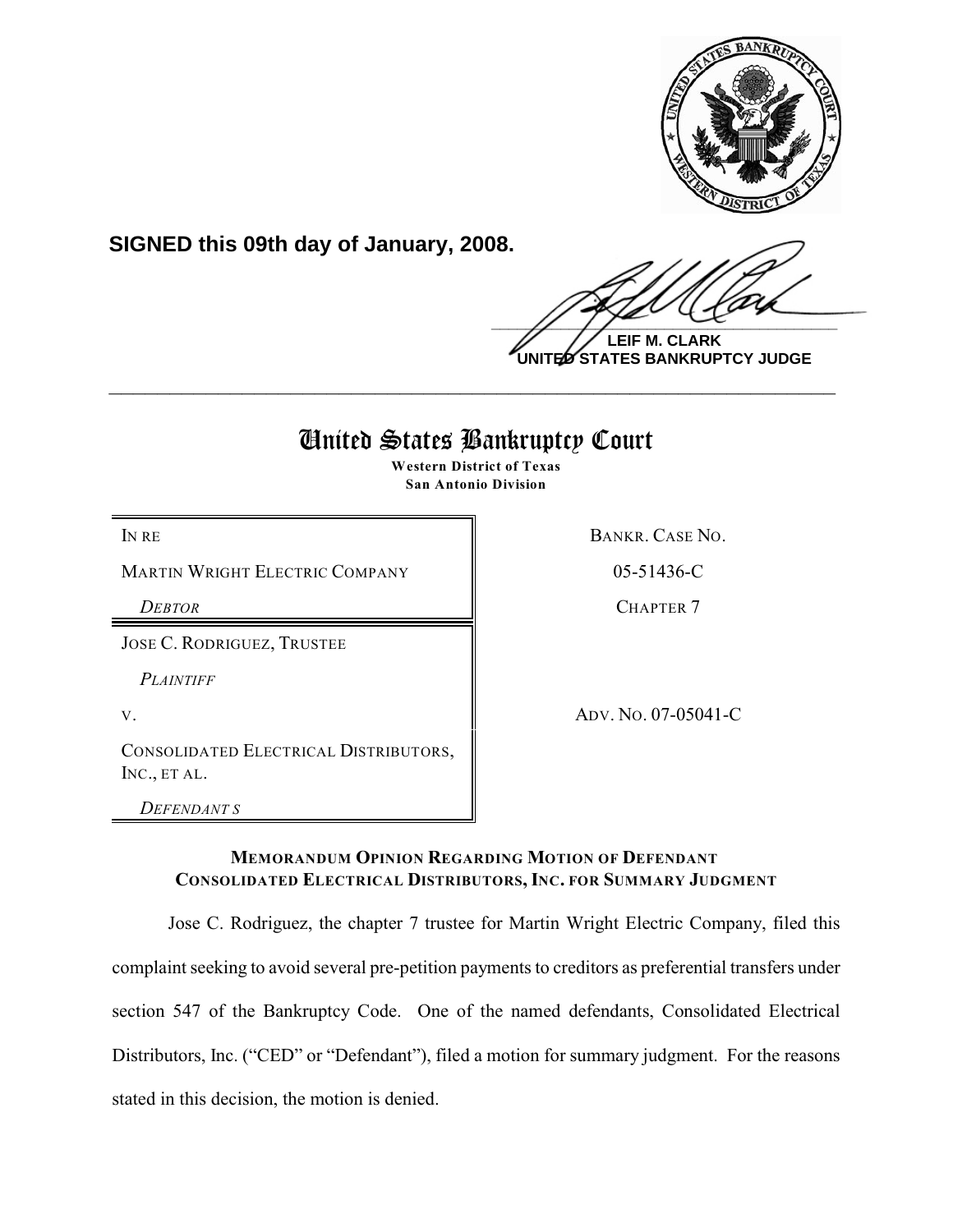**SIGNED this 09th day of January, 2008.**

**LEIF M. CLARK**
**UNITED STATES BANKRUPTCY JUDGE**

---

# United States Bankruptcy Court

**Western District of Texas**
**San Antonio Division**

| | |
|---|---|
| IN RE | BANKR. CASE NO. |
| MARTIN WRIGHT ELECTRIC COMPANY | 05-51436-C |
| *DEBTOR* | CHAPTER 7 |
| JOSE C. RODRIGUEZ, TRUSTEE | |
| *PLAINTIFF* | |
| V. | ADV. NO. 07-05041-C |
| CONSOLIDATED ELECTRICAL DISTRIBUTORS, INC., ET AL. | |
| *DEFENDANTS* | |

**MEMORANDUM OPINION REGARDING MOTION OF DEFENDANT CONSOLIDATED ELECTRICAL DISTRIBUTORS, INC. FOR SUMMARY JUDGMENT**

Jose C. Rodriguez, the chapter 7 trustee for Martin Wright Electric Company, filed this complaint seeking to avoid several pre-petition payments to creditors as preferential transfers under section 547 of the Bankruptcy Code. One of the named defendants, Consolidated Electrical Distributors, Inc. ("CED" or "Defendant"), filed a motion for summary judgment. For the reasons stated in this decision, the motion is denied.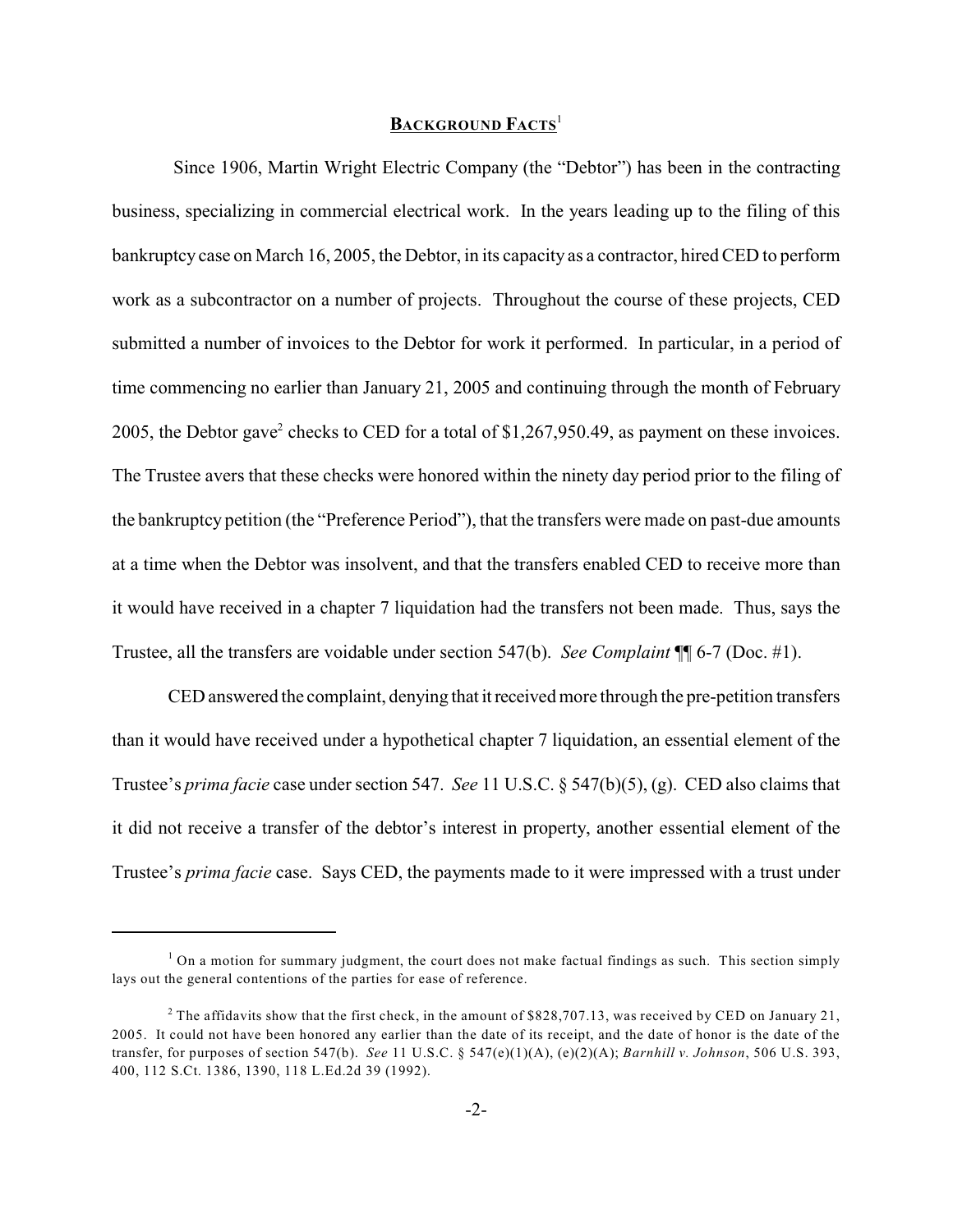## **BACKGROUND FACTS**[1]

Since 1906, Martin Wright Electric Company (the "Debtor") has been in the contracting business, specializing in commercial electrical work. In the years leading up to the filing of this bankruptcy case on March 16, 2005, the Debtor, in its capacity as a contractor, hired CED to perform work as a subcontractor on a number of projects. Throughout the course of these projects, CED submitted a number of invoices to the Debtor for work it performed. In particular, in a period of time commencing no earlier than January 21, 2005 and continuing through the month of February 2005, the Debtor gave[2] checks to CED for a total of $1,267,950.49, as payment on these invoices. The Trustee avers that these checks were honored within the ninety day period prior to the filing of the bankruptcy petition (the "Preference Period"), that the transfers were made on past-due amounts at a time when the Debtor was insolvent, and that the transfers enabled CED to receive more than it would have received in a chapter 7 liquidation had the transfers not been made. Thus, says the Trustee, all the transfers are voidable under section 547(b). *See Complaint* ¶¶ 6-7 (Doc. #1).

CED answered the complaint, denying that it received more through the pre-petition transfers than it would have received under a hypothetical chapter 7 liquidation, an essential element of the Trustee's *prima facie* case under section 547. *See* 11 U.S.C. § 547(b)(5), (g). CED also claims that it did not receive a transfer of the debtor's interest in property, another essential element of the Trustee's *prima facie* case. Says CED, the payments made to it were impressed with a trust under

---

[1] On a motion for summary judgment, the court does not make factual findings as such. This section simply lays out the general contentions of the parties for ease of reference.

[2] The affidavits show that the first check, in the amount of $828,707.13, was received by CED on January 21, 2005. It could not have been honored any earlier than the date of its receipt, and the date of honor is the date of the transfer, for purposes of section 547(b). *See* 11 U.S.C. § 547(e)(1)(A), (e)(2)(A); *Barnhill v. Johnson*, 506 U.S. 393, 400, 112 S.Ct. 1386, 1390, 118 L.Ed.2d 39 (1992).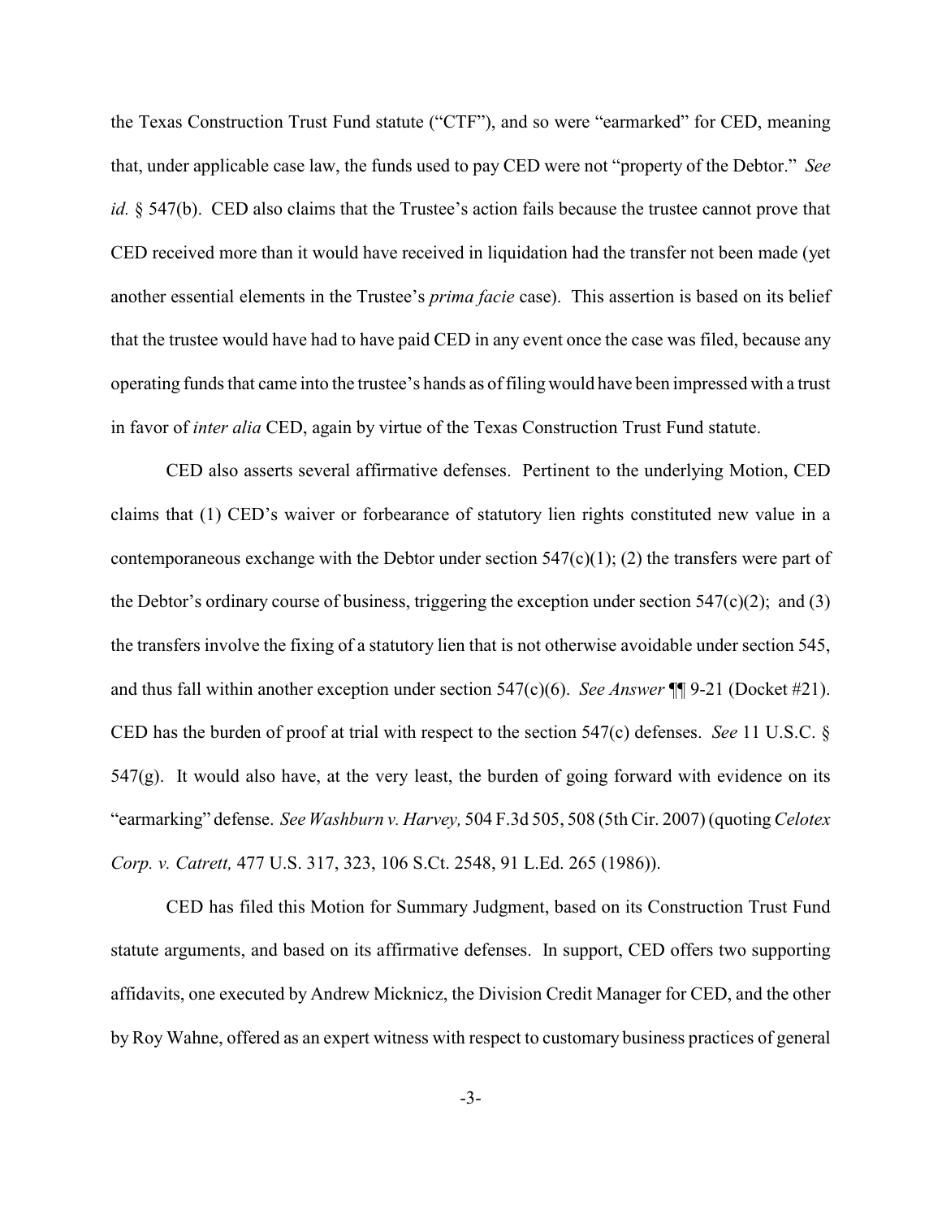the Texas Construction Trust Fund statute ("CTF"), and so were "earmarked" for CED, meaning that, under applicable case law, the funds used to pay CED were not "property of the Debtor." *See id.* § 547(b). CED also claims that the Trustee's action fails because the trustee cannot prove that CED received more than it would have received in liquidation had the transfer not been made (yet another essential elements in the Trustee's *prima facie* case). This assertion is based on its belief that the trustee would have had to have paid CED in any event once the case was filed, because any operating funds that came into the trustee's hands as of filing would have been impressed with a trust in favor of *inter alia* CED, again by virtue of the Texas Construction Trust Fund statute.

CED also asserts several affirmative defenses. Pertinent to the underlying Motion, CED claims that (1) CED's waiver or forbearance of statutory lien rights constituted new value in a contemporaneous exchange with the Debtor under section 547(c)(1); (2) the transfers were part of the Debtor's ordinary course of business, triggering the exception under section 547(c)(2); and (3) the transfers involve the fixing of a statutory lien that is not otherwise avoidable under section 545, and thus fall within another exception under section 547(c)(6). *See Answer* ¶¶ 9-21 (Docket #21). CED has the burden of proof at trial with respect to the section 547(c) defenses. *See* 11 U.S.C. § 547(g). It would also have, at the very least, the burden of going forward with evidence on its "earmarking" defense. *See Washburn v. Harvey,* 504 F.3d 505, 508 (5th Cir. 2007) (quoting *Celotex Corp. v. Catrett,* 477 U.S. 317, 323, 106 S.Ct. 2548, 91 L.Ed. 265 (1986)).

CED has filed this Motion for Summary Judgment, based on its Construction Trust Fund statute arguments, and based on its affirmative defenses. In support, CED offers two supporting affidavits, one executed by Andrew Micknicz, the Division Credit Manager for CED, and the other by Roy Wahne, offered as an expert witness with respect to customary business practices of general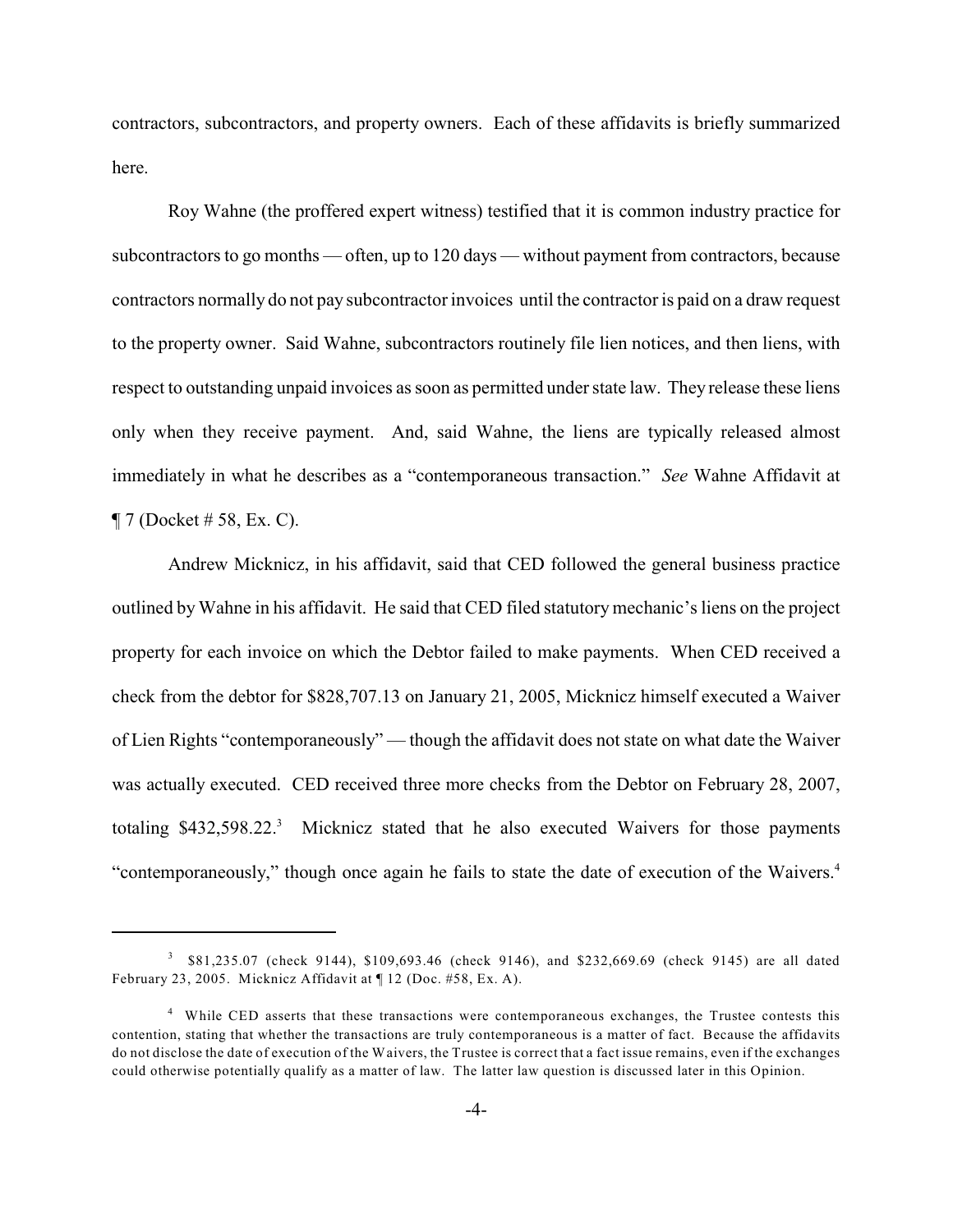contractors, subcontractors, and property owners. Each of these affidavits is briefly summarized here.

Roy Wahne (the proffered expert witness) testified that it is common industry practice for subcontractors to go months — often, up to 120 days — without payment from contractors, because contractors normally do not pay subcontractor invoices until the contractor is paid on a draw request to the property owner. Said Wahne, subcontractors routinely file lien notices, and then liens, with respect to outstanding unpaid invoices as soon as permitted under state law. They release these liens only when they receive payment. And, said Wahne, the liens are typically released almost immediately in what he describes as a "contemporaneous transaction." *See* Wahne Affidavit at ¶ 7 (Docket # 58, Ex. C).

Andrew Micknicz, in his affidavit, said that CED followed the general business practice outlined by Wahne in his affidavit. He said that CED filed statutory mechanic's liens on the project property for each invoice on which the Debtor failed to make payments. When CED received a check from the debtor for $828,707.13 on January 21, 2005, Micknicz himself executed a Waiver of Lien Rights "contemporaneously" — though the affidavit does not state on what date the Waiver was actually executed. CED received three more checks from the Debtor on February 28, 2007, totaling $432,598.22.[3] Micknicz stated that he also executed Waivers for those payments "contemporaneously," though once again he fails to state the date of execution of the Waivers.[4]

---

[3] $81,235.07 (check 9144), $109,693.46 (check 9146), and $232,669.69 (check 9145) are all dated February 23, 2005. Micknicz Affidavit at ¶ 12 (Doc. #58, Ex. A).

[4] While CED asserts that these transactions were contemporaneous exchanges, the Trustee contests this contention, stating that whether the transactions are truly contemporaneous is a matter of fact. Because the affidavits do not disclose the date of execution of the Waivers, the Trustee is correct that a fact issue remains, even if the exchanges could otherwise potentially qualify as a matter of law. The latter law question is discussed later in this Opinion.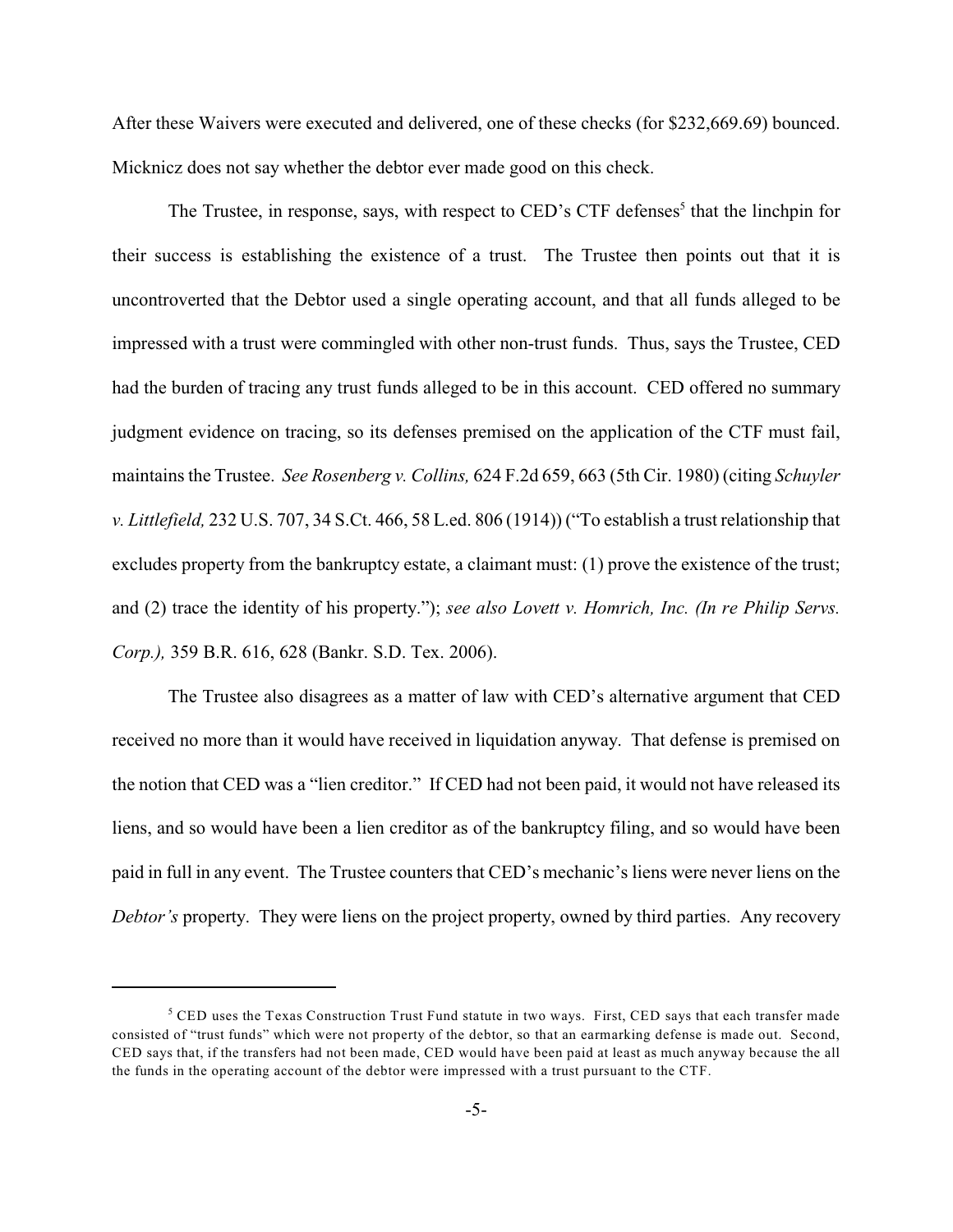After these Waivers were executed and delivered, one of these checks (for $232,669.69) bounced. Micknicz does not say whether the debtor ever made good on this check.

The Trustee, in response, says, with respect to CED's CTF defenses[5] that the linchpin for their success is establishing the existence of a trust. The Trustee then points out that it is uncontroverted that the Debtor used a single operating account, and that all funds alleged to be impressed with a trust were commingled with other non-trust funds. Thus, says the Trustee, CED had the burden of tracing any trust funds alleged to be in this account. CED offered no summary judgment evidence on tracing, so its defenses premised on the application of the CTF must fail, maintains the Trustee. *See Rosenberg v. Collins,* 624 F.2d 659, 663 (5th Cir. 1980) (citing *Schuyler v. Littlefield,* 232 U.S. 707, 34 S.Ct. 466, 58 L.ed. 806 (1914)) ("To establish a trust relationship that excludes property from the bankruptcy estate, a claimant must: (1) prove the existence of the trust; and (2) trace the identity of his property."); *see also Lovett v. Homrich, Inc. (In re Philip Servs. Corp.),* 359 B.R. 616, 628 (Bankr. S.D. Tex. 2006).

The Trustee also disagrees as a matter of law with CED's alternative argument that CED received no more than it would have received in liquidation anyway. That defense is premised on the notion that CED was a "lien creditor." If CED had not been paid, it would not have released its liens, and so would have been a lien creditor as of the bankruptcy filing, and so would have been paid in full in any event. The Trustee counters that CED's mechanic's liens were never liens on the *Debtor's* property. They were liens on the project property, owned by third parties. Any recovery

---

[5] CED uses the Texas Construction Trust Fund statute in two ways. First, CED says that each transfer made consisted of "trust funds" which were not property of the debtor, so that an earmarking defense is made out. Second, CED says that, if the transfers had not been made, CED would have been paid at least as much anyway because the all the funds in the operating account of the debtor were impressed with a trust pursuant to the CTF.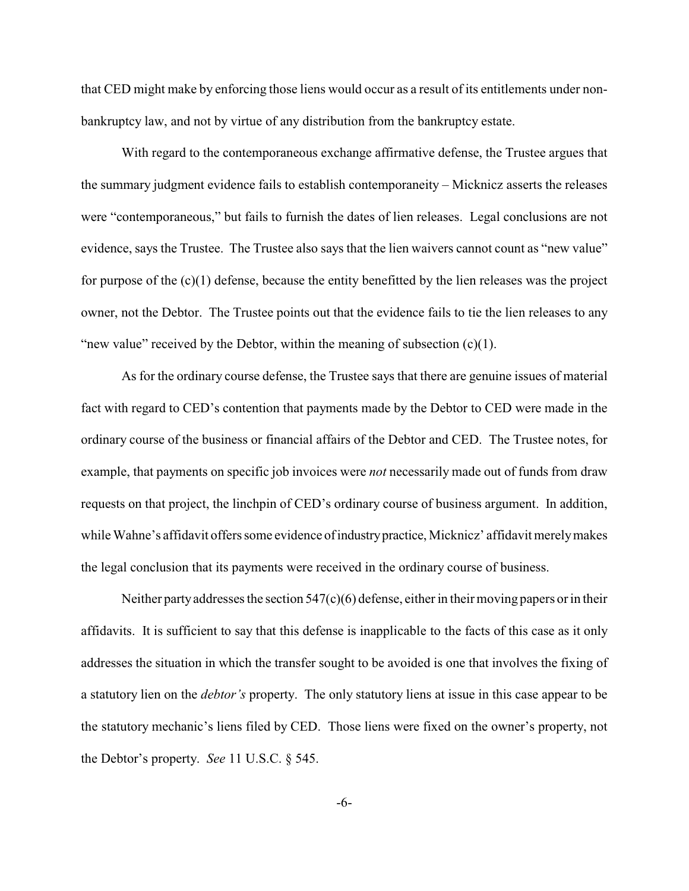that CED might make by enforcing those liens would occur as a result of its entitlements under non-bankruptcy law, and not by virtue of any distribution from the bankruptcy estate.

With regard to the contemporaneous exchange affirmative defense, the Trustee argues that the summary judgment evidence fails to establish contemporaneity – Micknicz asserts the releases were "contemporaneous," but fails to furnish the dates of lien releases. Legal conclusions are not evidence, says the Trustee. The Trustee also says that the lien waivers cannot count as "new value" for purpose of the (c)(1) defense, because the entity benefitted by the lien releases was the project owner, not the Debtor. The Trustee points out that the evidence fails to tie the lien releases to any "new value" received by the Debtor, within the meaning of subsection (c)(1).

As for the ordinary course defense, the Trustee says that there are genuine issues of material fact with regard to CED's contention that payments made by the Debtor to CED were made in the ordinary course of the business or financial affairs of the Debtor and CED. The Trustee notes, for example, that payments on specific job invoices were *not* necessarily made out of funds from draw requests on that project, the linchpin of CED's ordinary course of business argument. In addition, while Wahne's affidavit offers some evidence of industry practice, Micknicz' affidavit merely makes the legal conclusion that its payments were received in the ordinary course of business.

Neither party addresses the section 547(c)(6) defense, either in their moving papers or in their affidavits. It is sufficient to say that this defense is inapplicable to the facts of this case as it only addresses the situation in which the transfer sought to be avoided is one that involves the fixing of a statutory lien on the *debtor's* property. The only statutory liens at issue in this case appear to be the statutory mechanic's liens filed by CED. Those liens were fixed on the owner's property, not the Debtor's property. *See* 11 U.S.C. § 545.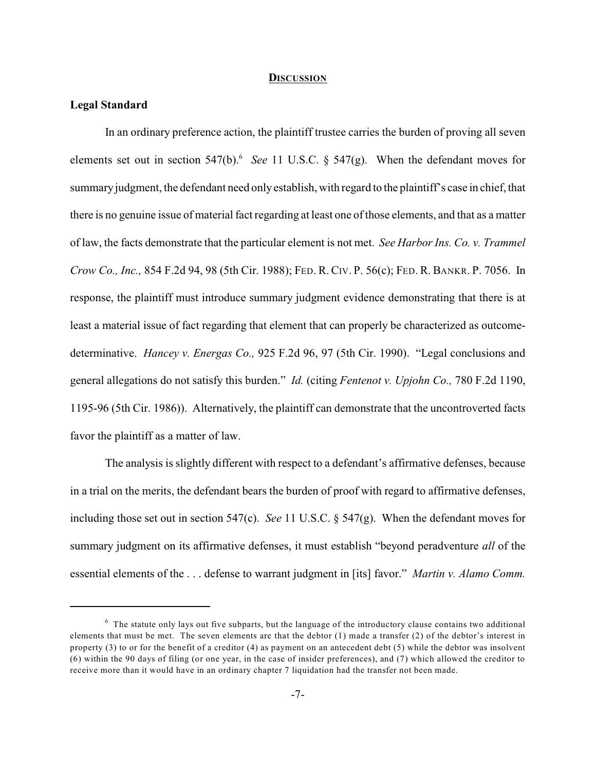## DISCUSSION

### Legal Standard

In an ordinary preference action, the plaintiff trustee carries the burden of proving all seven elements set out in section 547(b).[6] *See* 11 U.S.C. § 547(g). When the defendant moves for summary judgment, the defendant need only establish, with regard to the plaintiff's case in chief, that there is no genuine issue of material fact regarding at least one of those elements, and that as a matter of law, the facts demonstrate that the particular element is not met. *See Harbor Ins. Co. v. Trammel Crow Co., Inc.,* 854 F.2d 94, 98 (5th Cir. 1988); FED. R. CIV. P. 56(c); FED. R. BANKR. P. 7056. In response, the plaintiff must introduce summary judgment evidence demonstrating that there is at least a material issue of fact regarding that element that can properly be characterized as outcome-determinative. *Hancey v. Energas Co.,* 925 F.2d 96, 97 (5th Cir. 1990). "Legal conclusions and general allegations do not satisfy this burden." *Id.* (citing *Fentenot v. Upjohn Co.,* 780 F.2d 1190, 1195-96 (5th Cir. 1986)). Alternatively, the plaintiff can demonstrate that the uncontroverted facts favor the plaintiff as a matter of law.

The analysis is slightly different with respect to a defendant's affirmative defenses, because in a trial on the merits, the defendant bears the burden of proof with regard to affirmative defenses, including those set out in section 547(c). *See* 11 U.S.C. § 547(g). When the defendant moves for summary judgment on its affirmative defenses, it must establish "beyond peradventure *all* of the essential elements of the . . . defense to warrant judgment in [its] favor." *Martin v. Alamo Comm.*

---

[6] The statute only lays out five subparts, but the language of the introductory clause contains two additional elements that must be met. The seven elements are that the debtor (1) made a transfer (2) of the debtor's interest in property (3) to or for the benefit of a creditor (4) as payment on an antecedent debt (5) while the debtor was insolvent (6) within the 90 days of filing (or one year, in the case of insider preferences), and (7) which allowed the creditor to receive more than it would have in an ordinary chapter 7 liquidation had the transfer not been made.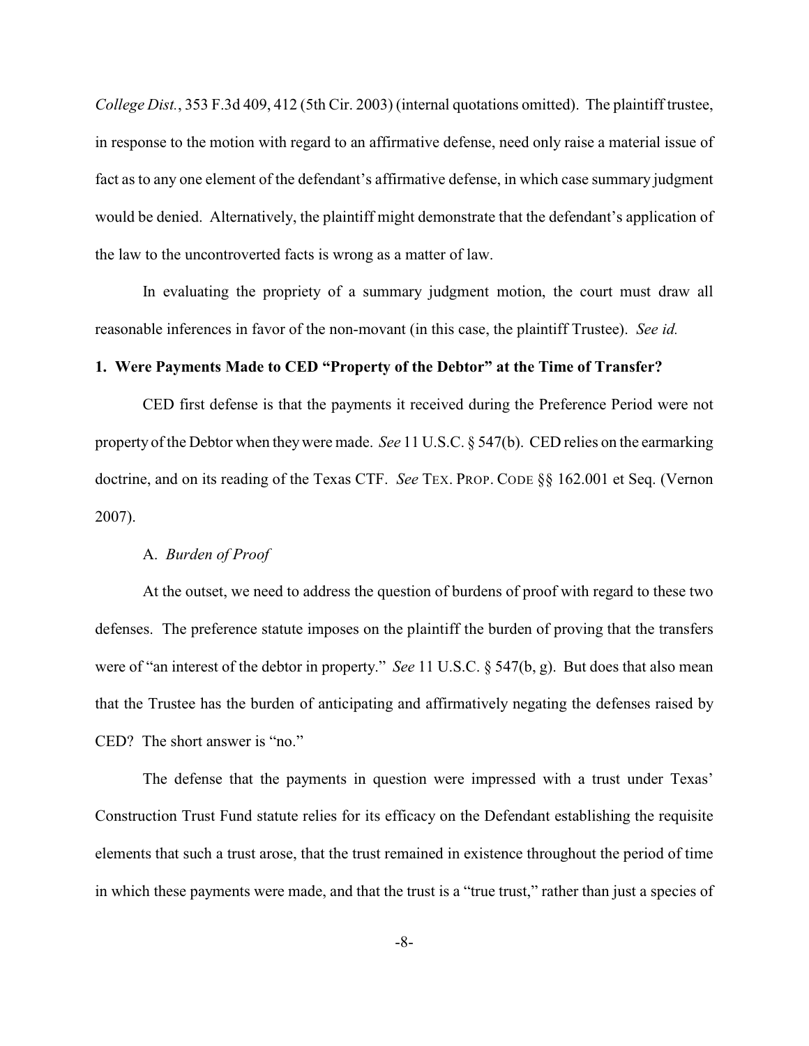*College Dist.*, 353 F.3d 409, 412 (5th Cir. 2003) (internal quotations omitted). The plaintiff trustee, in response to the motion with regard to an affirmative defense, need only raise a material issue of fact as to any one element of the defendant's affirmative defense, in which case summary judgment would be denied. Alternatively, the plaintiff might demonstrate that the defendant's application of the law to the uncontroverted facts is wrong as a matter of law.

In evaluating the propriety of a summary judgment motion, the court must draw all reasonable inferences in favor of the non-movant (in this case, the plaintiff Trustee). *See id.*

**1. Were Payments Made to CED "Property of the Debtor" at the Time of Transfer?**

CED first defense is that the payments it received during the Preference Period were not property of the Debtor when they were made. *See* 11 U.S.C. § 547(b). CED relies on the earmarking doctrine, and on its reading of the Texas CTF. *See* TEX. PROP. CODE §§ 162.001 et Seq. (Vernon 2007).

A. *Burden of Proof*

At the outset, we need to address the question of burdens of proof with regard to these two defenses. The preference statute imposes on the plaintiff the burden of proving that the transfers were of "an interest of the debtor in property." *See* 11 U.S.C. § 547(b, g). But does that also mean that the Trustee has the burden of anticipating and affirmatively negating the defenses raised by CED? The short answer is "no."

The defense that the payments in question were impressed with a trust under Texas' Construction Trust Fund statute relies for its efficacy on the Defendant establishing the requisite elements that such a trust arose, that the trust remained in existence throughout the period of time in which these payments were made, and that the trust is a "true trust," rather than just a species of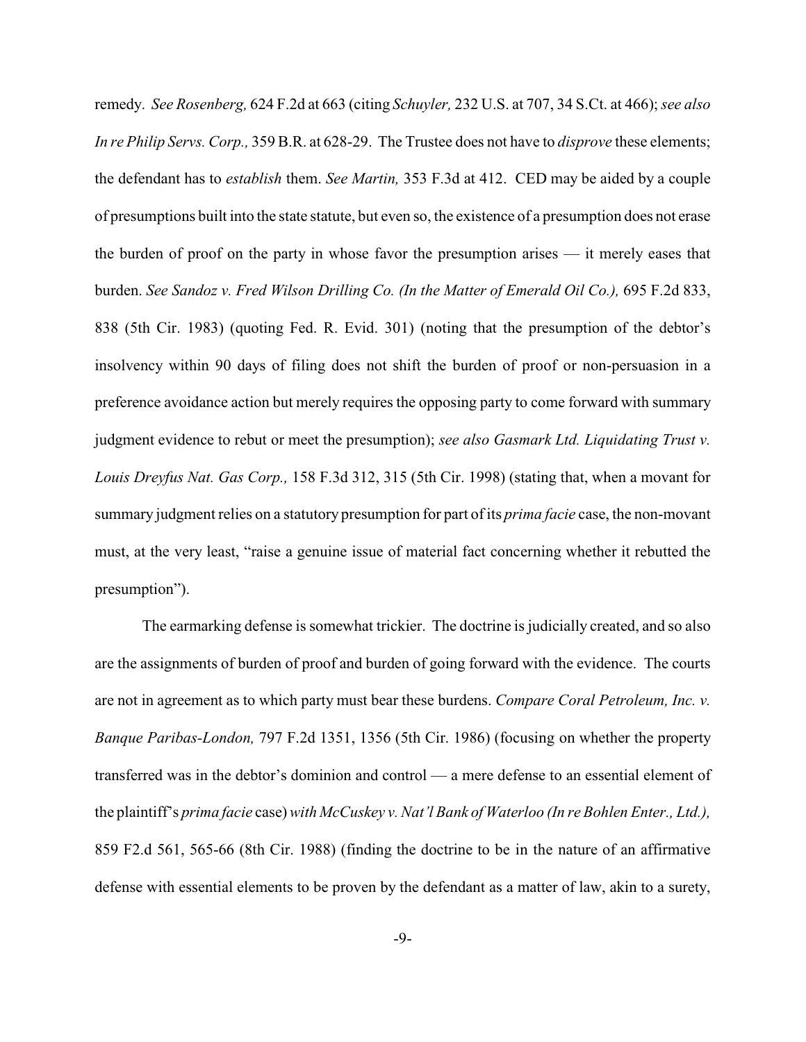remedy. *See Rosenberg,* 624 F.2d at 663 (citing *Schuyler,* 232 U.S. at 707, 34 S.Ct. at 466); *see also In re Philip Servs. Corp.,* 359 B.R. at 628-29. The Trustee does not have to *disprove* these elements; the defendant has to *establish* them. *See Martin,* 353 F.3d at 412. CED may be aided by a couple of presumptions built into the state statute, but even so, the existence of a presumption does not erase the burden of proof on the party in whose favor the presumption arises — it merely eases that burden. *See Sandoz v. Fred Wilson Drilling Co. (In the Matter of Emerald Oil Co.),* 695 F.2d 833, 838 (5th Cir. 1983) (quoting Fed. R. Evid. 301) (noting that the presumption of the debtor's insolvency within 90 days of filing does not shift the burden of proof or non-persuasion in a preference avoidance action but merely requires the opposing party to come forward with summary judgment evidence to rebut or meet the presumption); *see also Gasmark Ltd. Liquidating Trust v. Louis Dreyfus Nat. Gas Corp.,* 158 F.3d 312, 315 (5th Cir. 1998) (stating that, when a movant for summary judgment relies on a statutory presumption for part of its *prima facie* case, the non-movant must, at the very least, "raise a genuine issue of material fact concerning whether it rebutted the presumption").

The earmarking defense is somewhat trickier. The doctrine is judicially created, and so also are the assignments of burden of proof and burden of going forward with the evidence. The courts are not in agreement as to which party must bear these burdens. *Compare Coral Petroleum, Inc. v. Banque Paribas-London,* 797 F.2d 1351, 1356 (5th Cir. 1986) (focusing on whether the property transferred was in the debtor's dominion and control — a mere defense to an essential element of the plaintiff's *prima facie* case) *with McCuskey v. Nat'l Bank of Waterloo (In re Bohlen Enter., Ltd.),* 859 F2.d 561, 565-66 (8th Cir. 1988) (finding the doctrine to be in the nature of an affirmative defense with essential elements to be proven by the defendant as a matter of law, akin to a surety,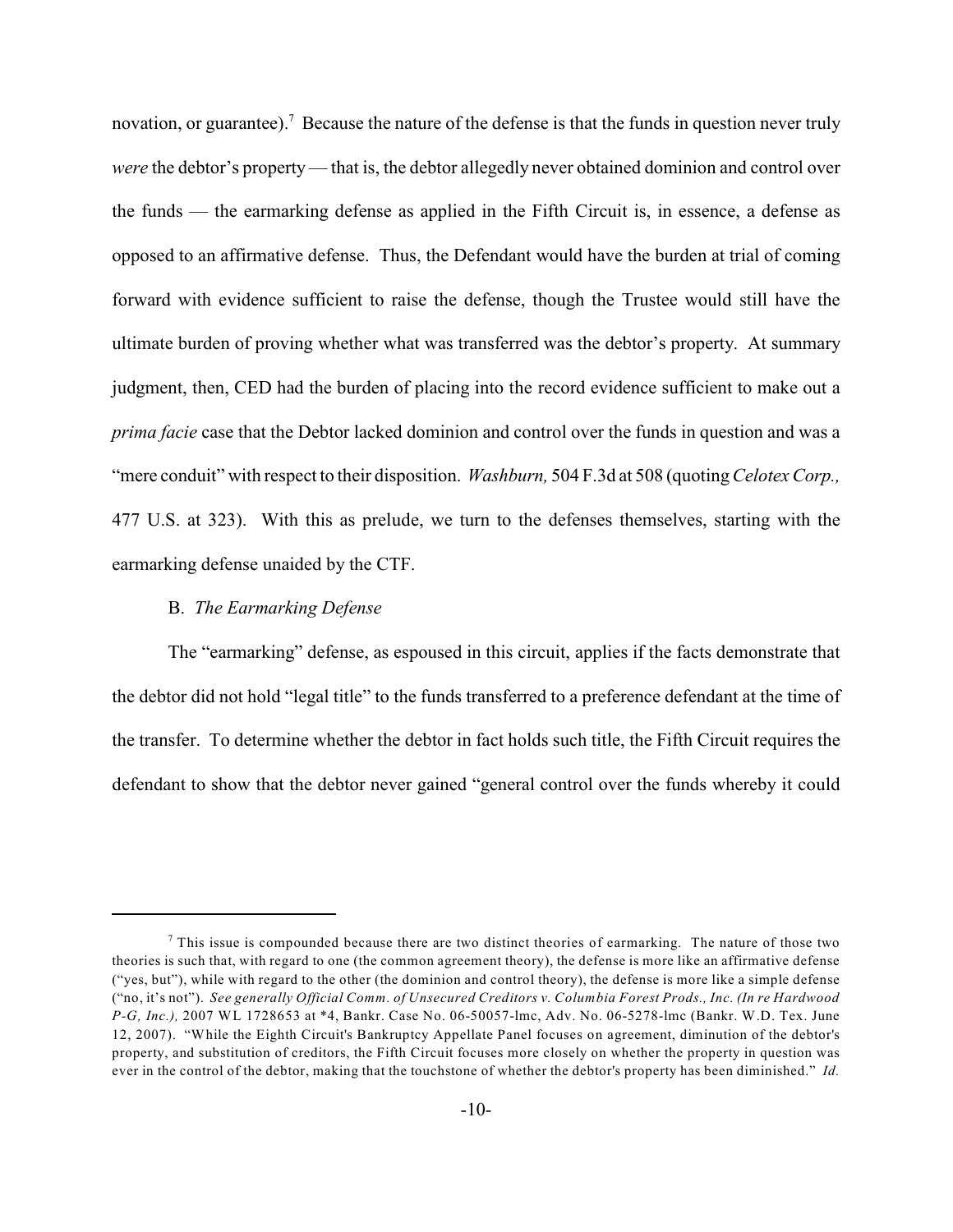novation, or guarantee).[7] Because the nature of the defense is that the funds in question never truly *were* the debtor's property — that is, the debtor allegedly never obtained dominion and control over the funds — the earmarking defense as applied in the Fifth Circuit is, in essence, a defense as opposed to an affirmative defense. Thus, the Defendant would have the burden at trial of coming forward with evidence sufficient to raise the defense, though the Trustee would still have the ultimate burden of proving whether what was transferred was the debtor's property. At summary judgment, then, CED had the burden of placing into the record evidence sufficient to make out a *prima facie* case that the Debtor lacked dominion and control over the funds in question and was a "mere conduit" with respect to their disposition. *Washburn,* 504 F.3d at 508 (quoting *Celotex Corp.,* 477 U.S. at 323). With this as prelude, we turn to the defenses themselves, starting with the earmarking defense unaided by the CTF.

B. *The Earmarking Defense*

The "earmarking" defense, as espoused in this circuit, applies if the facts demonstrate that the debtor did not hold "legal title" to the funds transferred to a preference defendant at the time of the transfer. To determine whether the debtor in fact holds such title, the Fifth Circuit requires the defendant to show that the debtor never gained "general control over the funds whereby it could

---

[7] This issue is compounded because there are two distinct theories of earmarking. The nature of those two theories is such that, with regard to one (the common agreement theory), the defense is more like an affirmative defense ("yes, but"), while with regard to the other (the dominion and control theory), the defense is more like a simple defense ("no, it's not"). *See generally Official Comm. of Unsecured Creditors v. Columbia Forest Prods., Inc. (In re Hardwood P-G, Inc.),* 2007 WL 1728653 at *4, Bankr. Case No. 06-50057-lmc, Adv. No. 06-5278-lmc (Bankr. W.D. Tex. June 12, 2007). "While the Eighth Circuit's Bankruptcy Appellate Panel focuses on agreement, diminution of the debtor's property, and substitution of creditors, the Fifth Circuit focuses more closely on whether the property in question was ever in the control of the debtor, making that the touchstone of whether the debtor's property has been diminished." *Id.*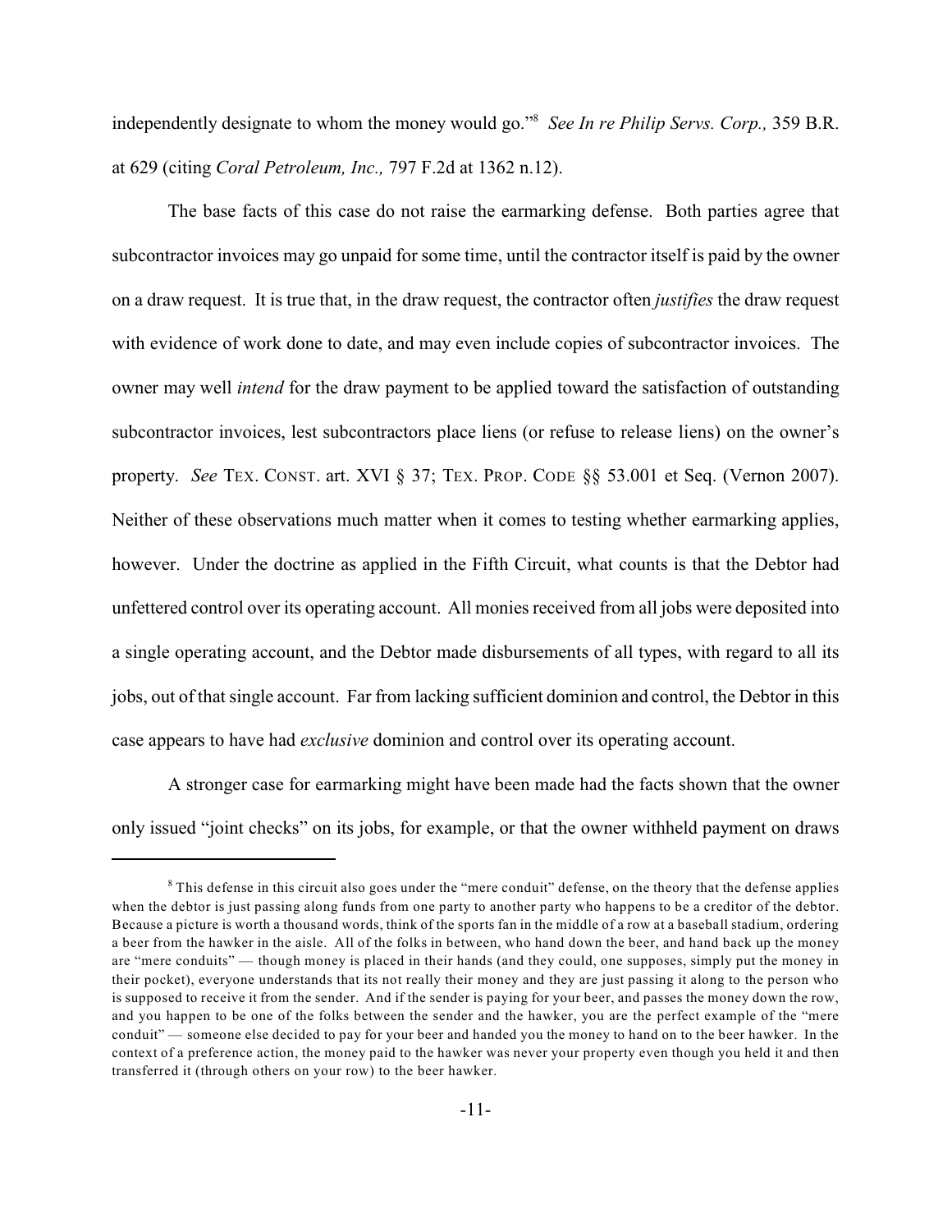independently designate to whom the money would go."[8] *See In re Philip Servs. Corp.,* 359 B.R. at 629 (citing *Coral Petroleum, Inc.,* 797 F.2d at 1362 n.12).

The base facts of this case do not raise the earmarking defense. Both parties agree that subcontractor invoices may go unpaid for some time, until the contractor itself is paid by the owner on a draw request. It is true that, in the draw request, the contractor often *justifies* the draw request with evidence of work done to date, and may even include copies of subcontractor invoices. The owner may well *intend* for the draw payment to be applied toward the satisfaction of outstanding subcontractor invoices, lest subcontractors place liens (or refuse to release liens) on the owner's property. *See* TEX. CONST. art. XVI § 37; TEX. PROP. CODE §§ 53.001 et Seq. (Vernon 2007). Neither of these observations much matter when it comes to testing whether earmarking applies, however. Under the doctrine as applied in the Fifth Circuit, what counts is that the Debtor had unfettered control over its operating account. All monies received from all jobs were deposited into a single operating account, and the Debtor made disbursements of all types, with regard to all its jobs, out of that single account. Far from lacking sufficient dominion and control, the Debtor in this case appears to have had *exclusive* dominion and control over its operating account.

A stronger case for earmarking might have been made had the facts shown that the owner only issued "joint checks" on its jobs, for example, or that the owner withheld payment on draws

---

[8] This defense in this circuit also goes under the "mere conduit" defense, on the theory that the defense applies when the debtor is just passing along funds from one party to another party who happens to be a creditor of the debtor. Because a picture is worth a thousand words, think of the sports fan in the middle of a row at a baseball stadium, ordering a beer from the hawker in the aisle. All of the folks in between, who hand down the beer, and hand back up the money are "mere conduits" — though money is placed in their hands (and they could, one supposes, simply put the money in their pocket), everyone understands that its not really their money and they are just passing it along to the person who is supposed to receive it from the sender. And if the sender is paying for your beer, and passes the money down the row, and you happen to be one of the folks between the sender and the hawker, you are the perfect example of the "mere conduit" — someone else decided to pay for your beer and handed you the money to hand on to the beer hawker. In the context of a preference action, the money paid to the hawker was never your property even though you held it and then transferred it (through others on your row) to the beer hawker.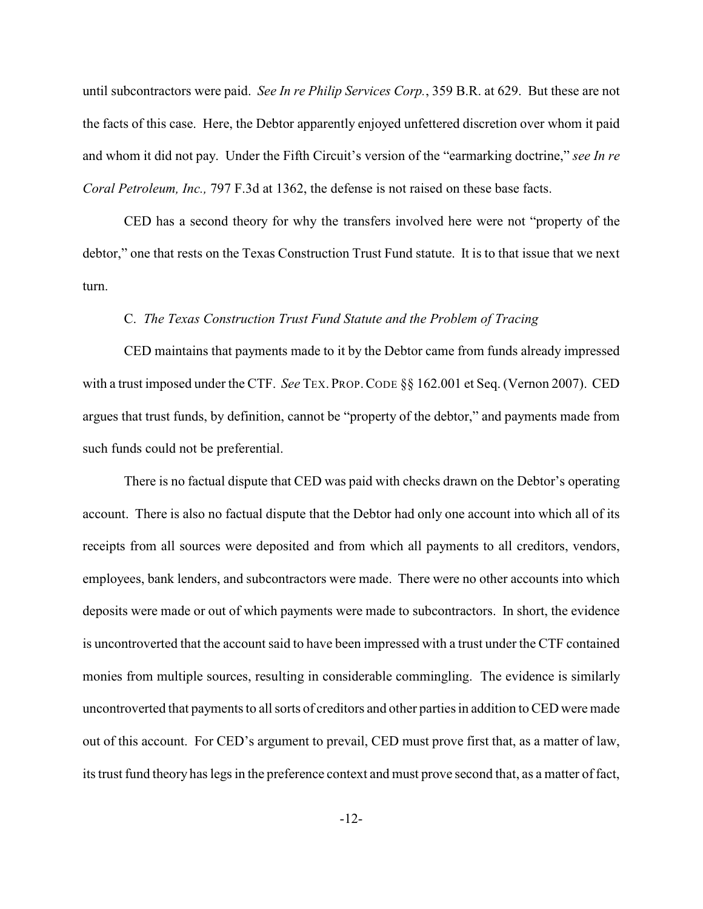until subcontractors were paid. *See In re Philip Services Corp.*, 359 B.R. at 629. But these are not the facts of this case. Here, the Debtor apparently enjoyed unfettered discretion over whom it paid and whom it did not pay. Under the Fifth Circuit's version of the "earmarking doctrine," *see In re Coral Petroleum, Inc.,* 797 F.3d at 1362, the defense is not raised on these base facts.

CED has a second theory for why the transfers involved here were not "property of the debtor," one that rests on the Texas Construction Trust Fund statute. It is to that issue that we next turn.

C. *The Texas Construction Trust Fund Statute and the Problem of Tracing*

CED maintains that payments made to it by the Debtor came from funds already impressed with a trust imposed under the CTF. *See* TEX. PROP. CODE §§ 162.001 et Seq. (Vernon 2007). CED argues that trust funds, by definition, cannot be "property of the debtor," and payments made from such funds could not be preferential.

There is no factual dispute that CED was paid with checks drawn on the Debtor's operating account. There is also no factual dispute that the Debtor had only one account into which all of its receipts from all sources were deposited and from which all payments to all creditors, vendors, employees, bank lenders, and subcontractors were made. There were no other accounts into which deposits were made or out of which payments were made to subcontractors. In short, the evidence is uncontroverted that the account said to have been impressed with a trust under the CTF contained monies from multiple sources, resulting in considerable commingling. The evidence is similarly uncontroverted that payments to all sorts of creditors and other parties in addition to CED were made out of this account. For CED's argument to prevail, CED must prove first that, as a matter of law, its trust fund theory has legs in the preference context and must prove second that, as a matter of fact,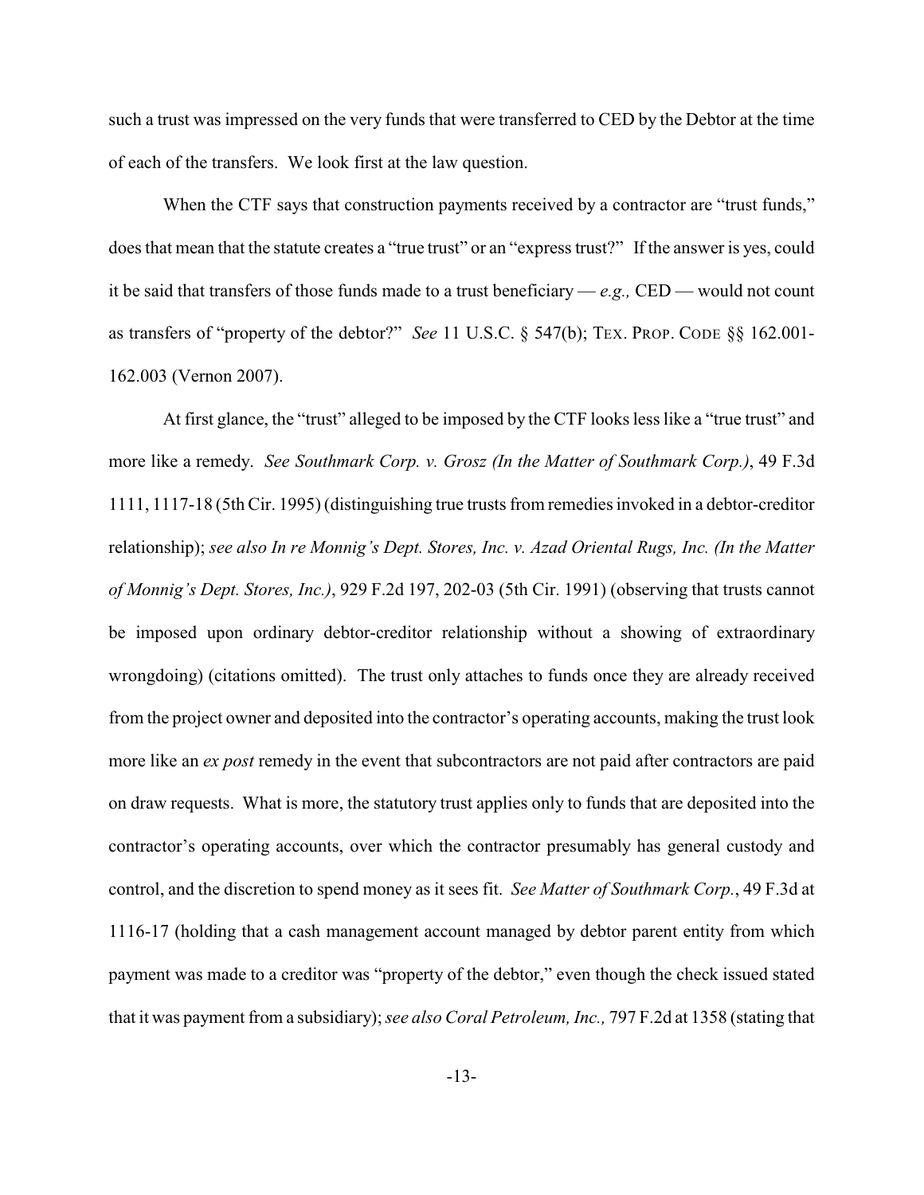such a trust was impressed on the very funds that were transferred to CED by the Debtor at the time of each of the transfers. We look first at the law question.

When the CTF says that construction payments received by a contractor are "trust funds," does that mean that the statute creates a "true trust" or an "express trust?" If the answer is yes, could it be said that transfers of those funds made to a trust beneficiary — *e.g.,* CED — would not count as transfers of "property of the debtor?" *See* 11 U.S.C. § 547(b); TEX. PROP. CODE §§ 162.001-162.003 (Vernon 2007).

At first glance, the "trust" alleged to be imposed by the CTF looks less like a "true trust" and more like a remedy. *See Southmark Corp. v. Grosz (In the Matter of Southmark Corp.)*, 49 F.3d 1111, 1117-18 (5th Cir. 1995) (distinguishing true trusts from remedies invoked in a debtor-creditor relationship); *see also In re Monnig's Dept. Stores, Inc. v. Azad Oriental Rugs, Inc. (In the Matter of Monnig's Dept. Stores, Inc.)*, 929 F.2d 197, 202-03 (5th Cir. 1991) (observing that trusts cannot be imposed upon ordinary debtor-creditor relationship without a showing of extraordinary wrongdoing) (citations omitted). The trust only attaches to funds once they are already received from the project owner and deposited into the contractor's operating accounts, making the trust look more like an *ex post* remedy in the event that subcontractors are not paid after contractors are paid on draw requests. What is more, the statutory trust applies only to funds that are deposited into the contractor's operating accounts, over which the contractor presumably has general custody and control, and the discretion to spend money as it sees fit. *See Matter of Southmark Corp.*, 49 F.3d at 1116-17 (holding that a cash management account managed by debtor parent entity from which payment was made to a creditor was "property of the debtor," even though the check issued stated that it was payment from a subsidiary); *see also Coral Petroleum, Inc.,* 797 F.2d at 1358 (stating that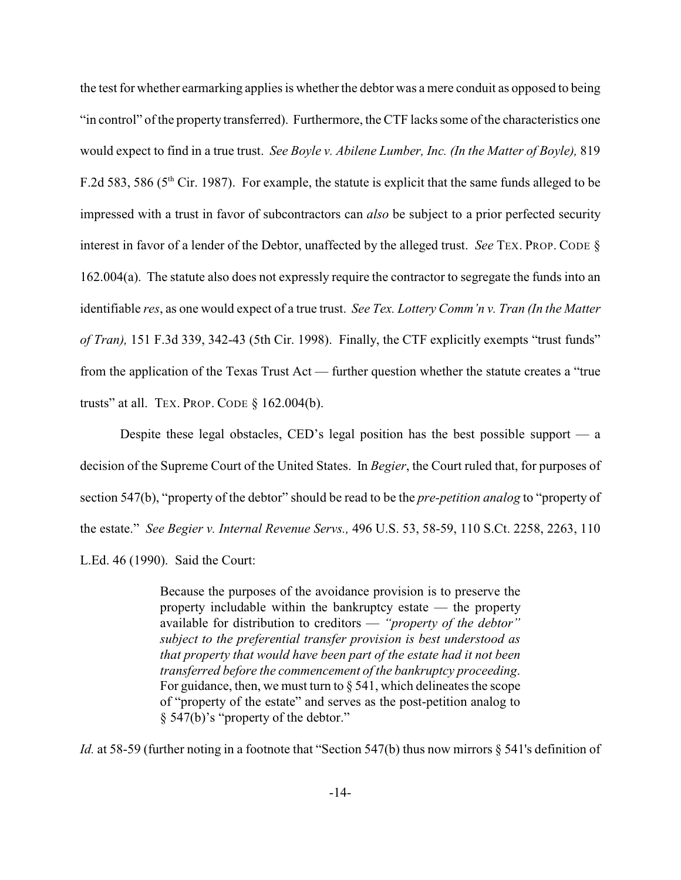the test for whether earmarking applies is whether the debtor was a mere conduit as opposed to being "in control" of the property transferred). Furthermore, the CTF lacks some of the characteristics one would expect to find in a true trust. *See Boyle v. Abilene Lumber, Inc. (In the Matter of Boyle),* 819 F.2d 583, 586 (5th Cir. 1987). For example, the statute is explicit that the same funds alleged to be impressed with a trust in favor of subcontractors can *also* be subject to a prior perfected security interest in favor of a lender of the Debtor, unaffected by the alleged trust. *See* TEX. PROP. CODE § 162.004(a). The statute also does not expressly require the contractor to segregate the funds into an identifiable *res*, as one would expect of a true trust. *See Tex. Lottery Comm'n v. Tran (In the Matter of Tran),* 151 F.3d 339, 342-43 (5th Cir. 1998). Finally, the CTF explicitly exempts "trust funds" from the application of the Texas Trust Act — further question whether the statute creates a "true trusts" at all. TEX. PROP. CODE § 162.004(b).

Despite these legal obstacles, CED's legal position has the best possible support — a decision of the Supreme Court of the United States. In *Begier*, the Court ruled that, for purposes of section 547(b), "property of the debtor" should be read to be the *pre-petition analog* to "property of the estate." *See Begier v. Internal Revenue Servs.,* 496 U.S. 53, 58-59, 110 S.Ct. 2258, 2263, 110 L.Ed. 46 (1990). Said the Court:

> Because the purposes of the avoidance provision is to preserve the property includable within the bankruptcy estate — the property available for distribution to creditors — *"property of the debtor" subject to the preferential transfer provision is best understood as that property that would have been part of the estate had it not been transferred before the commencement of the bankruptcy proceeding*. For guidance, then, we must turn to § 541, which delineates the scope of "property of the estate" and serves as the post-petition analog to § 547(b)'s "property of the debtor."

*Id.* at 58-59 (further noting in a footnote that "Section 547(b) thus now mirrors § 541's definition of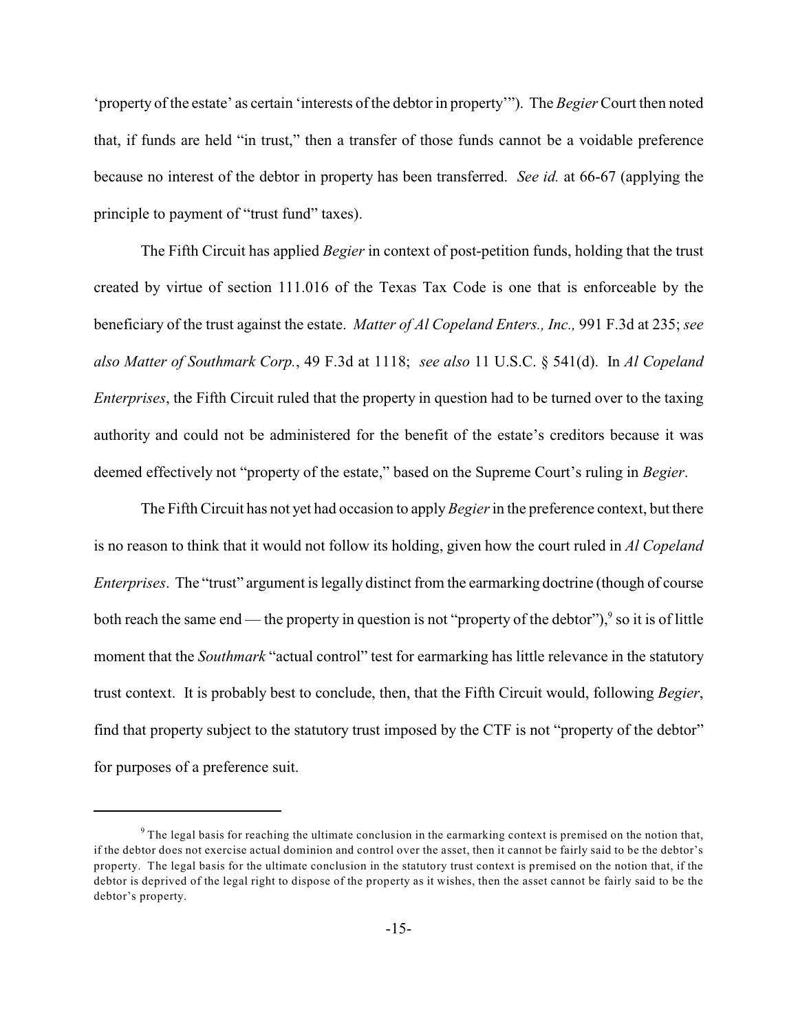'property of the estate' as certain 'interests of the debtor in property'"). The *Begier* Court then noted that, if funds are held "in trust," then a transfer of those funds cannot be a voidable preference because no interest of the debtor in property has been transferred. *See id.* at 66-67 (applying the principle to payment of "trust fund" taxes).

The Fifth Circuit has applied *Begier* in context of post-petition funds, holding that the trust created by virtue of section 111.016 of the Texas Tax Code is one that is enforceable by the beneficiary of the trust against the estate. *Matter of Al Copeland Enters., Inc.,* 991 F.3d at 235; *see also Matter of Southmark Corp.*, 49 F.3d at 1118; *see also* 11 U.S.C. § 541(d). In *Al Copeland Enterprises*, the Fifth Circuit ruled that the property in question had to be turned over to the taxing authority and could not be administered for the benefit of the estate's creditors because it was deemed effectively not "property of the estate," based on the Supreme Court's ruling in *Begier*.

The Fifth Circuit has not yet had occasion to apply *Begier* in the preference context, but there is no reason to think that it would not follow its holding, given how the court ruled in *Al Copeland Enterprises*. The "trust" argument is legally distinct from the earmarking doctrine (though of course both reach the same end — the property in question is not "property of the debtor"),[9] so it is of little moment that the *Southmark* "actual control" test for earmarking has little relevance in the statutory trust context. It is probably best to conclude, then, that the Fifth Circuit would, following *Begier*, find that property subject to the statutory trust imposed by the CTF is not "property of the debtor" for purposes of a preference suit.

---

[9] The legal basis for reaching the ultimate conclusion in the earmarking context is premised on the notion that, if the debtor does not exercise actual dominion and control over the asset, then it cannot be fairly said to be the debtor's property. The legal basis for the ultimate conclusion in the statutory trust context is premised on the notion that, if the debtor is deprived of the legal right to dispose of the property as it wishes, then the asset cannot be fairly said to be the debtor's property.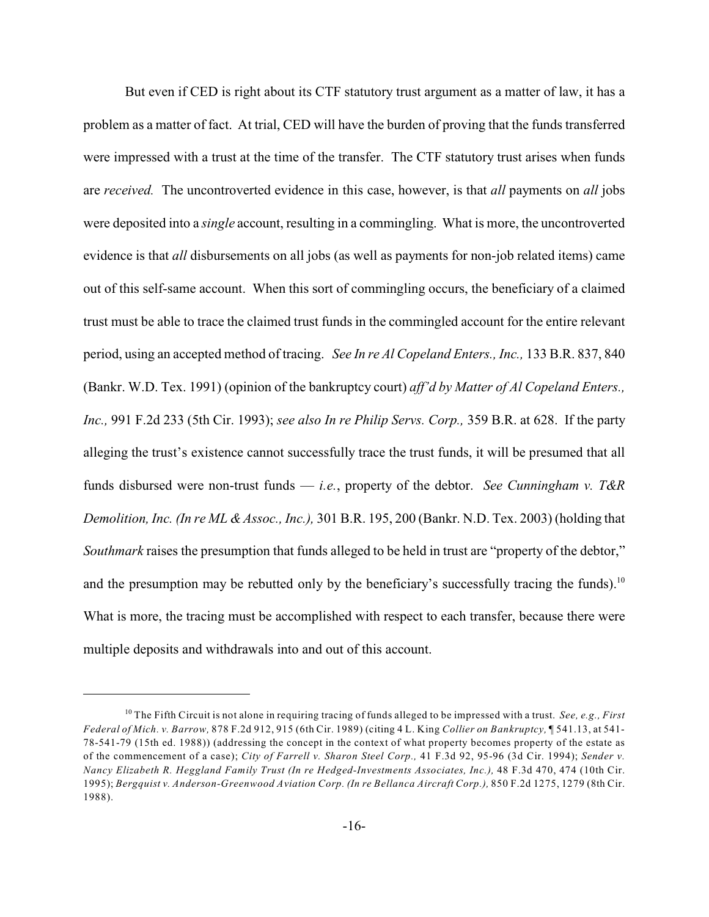But even if CED is right about its CTF statutory trust argument as a matter of law, it has a problem as a matter of fact. At trial, CED will have the burden of proving that the funds transferred were impressed with a trust at the time of the transfer. The CTF statutory trust arises when funds are *received.* The uncontroverted evidence in this case, however, is that *all* payments on *all* jobs were deposited into a *single* account, resulting in a commingling. What is more, the uncontroverted evidence is that *all* disbursements on all jobs (as well as payments for non-job related items) came out of this self-same account. When this sort of commingling occurs, the beneficiary of a claimed trust must be able to trace the claimed trust funds in the commingled account for the entire relevant period, using an accepted method of tracing. *See In re Al Copeland Enters., Inc.,* 133 B.R. 837, 840 (Bankr. W.D. Tex. 1991) (opinion of the bankruptcy court) *aff'd by Matter of Al Copeland Enters., Inc.,* 991 F.2d 233 (5th Cir. 1993); *see also In re Philip Servs. Corp.,* 359 B.R. at 628. If the party alleging the trust's existence cannot successfully trace the trust funds, it will be presumed that all funds disbursed were non-trust funds — *i.e.*, property of the debtor. *See Cunningham v. T&R Demolition, Inc. (In re ML & Assoc., Inc.),* 301 B.R. 195, 200 (Bankr. N.D. Tex. 2003) (holding that *Southmark* raises the presumption that funds alleged to be held in trust are "property of the debtor," and the presumption may be rebutted only by the beneficiary's successfully tracing the funds).[10] What is more, the tracing must be accomplished with respect to each transfer, because there were multiple deposits and withdrawals into and out of this account.

---

[10] The Fifth Circuit is not alone in requiring tracing of funds alleged to be impressed with a trust. *See, e.g., First Federal of Mich. v. Barrow,* 878 F.2d 912, 915 (6th Cir. 1989) (citing 4 L. King *Collier on Bankruptcy,* ¶ 541.13, at 541-78-541-79 (15th ed. 1988)) (addressing the concept in the context of what property becomes property of the estate as of the commencement of a case); *City of Farrell v. Sharon Steel Corp.,* 41 F.3d 92, 95-96 (3d Cir. 1994); *Sender v. Nancy Elizabeth R. Heggland Family Trust (In re Hedged-Investments Associates, Inc.),* 48 F.3d 470, 474 (10th Cir. 1995); *Bergquist v. Anderson-Greenwood Aviation Corp. (In re Bellanca Aircraft Corp.),* 850 F.2d 1275, 1279 (8th Cir. 1988).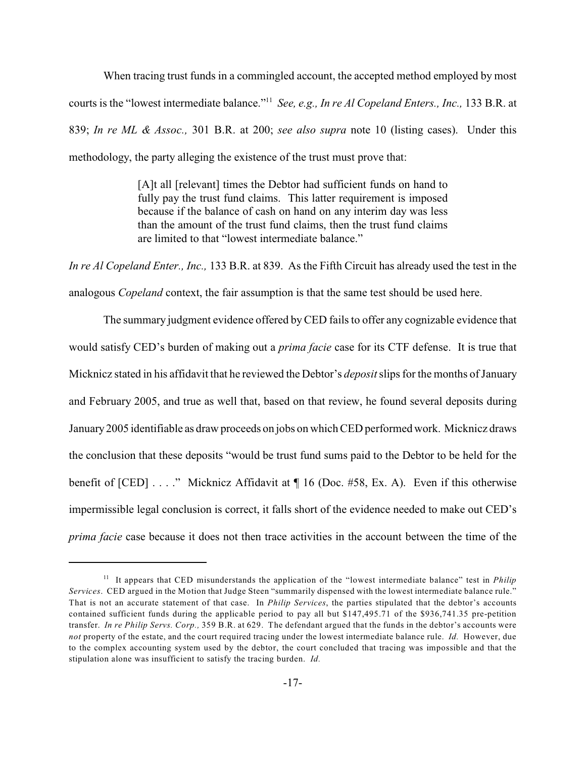When tracing trust funds in a commingled account, the accepted method employed by most courts is the "lowest intermediate balance."[11] *See, e.g., In re Al Copeland Enters., Inc.,* 133 B.R. at 839; *In re ML & Assoc.,* 301 B.R. at 200; *see also supra* note 10 (listing cases). Under this methodology, the party alleging the existence of the trust must prove that:

> [A]t all [relevant] times the Debtor had sufficient funds on hand to fully pay the trust fund claims. This latter requirement is imposed because if the balance of cash on hand on any interim day was less than the amount of the trust fund claims, then the trust fund claims are limited to that "lowest intermediate balance."

*In re Al Copeland Enter., Inc.,* 133 B.R. at 839. As the Fifth Circuit has already used the test in the analogous *Copeland* context, the fair assumption is that the same test should be used here.

The summary judgment evidence offered by CED fails to offer any cognizable evidence that would satisfy CED's burden of making out a *prima facie* case for its CTF defense. It is true that Micknicz stated in his affidavit that he reviewed the Debtor's *deposit* slips for the months of January and February 2005, and true as well that, based on that review, he found several deposits during January 2005 identifiable as draw proceeds on jobs on which CED performed work. Micknicz draws the conclusion that these deposits "would be trust fund sums paid to the Debtor to be held for the benefit of [CED] . . . ." Micknicz Affidavit at ¶ 16 (Doc. #58, Ex. A). Even if this otherwise impermissible legal conclusion is correct, it falls short of the evidence needed to make out CED's *prima facie* case because it does not then trace activities in the account between the time of the

---

[11] It appears that CED misunderstands the application of the "lowest intermediate balance" test in *Philip Services*. CED argued in the Motion that Judge Steen "summarily dispensed with the lowest intermediate balance rule." That is not an accurate statement of that case. In *Philip Services*, the parties stipulated that the debtor's accounts contained sufficient funds during the applicable period to pay all but $147,495.71 of the $936,741.35 pre-petition transfer. *In re Philip Servs. Corp.,* 359 B.R. at 629. The defendant argued that the funds in the debtor's accounts were *not* property of the estate, and the court required tracing under the lowest intermediate balance rule. *Id.* However, due to the complex accounting system used by the debtor, the court concluded that tracing was impossible and that the stipulation alone was insufficient to satisfy the tracing burden. *Id.*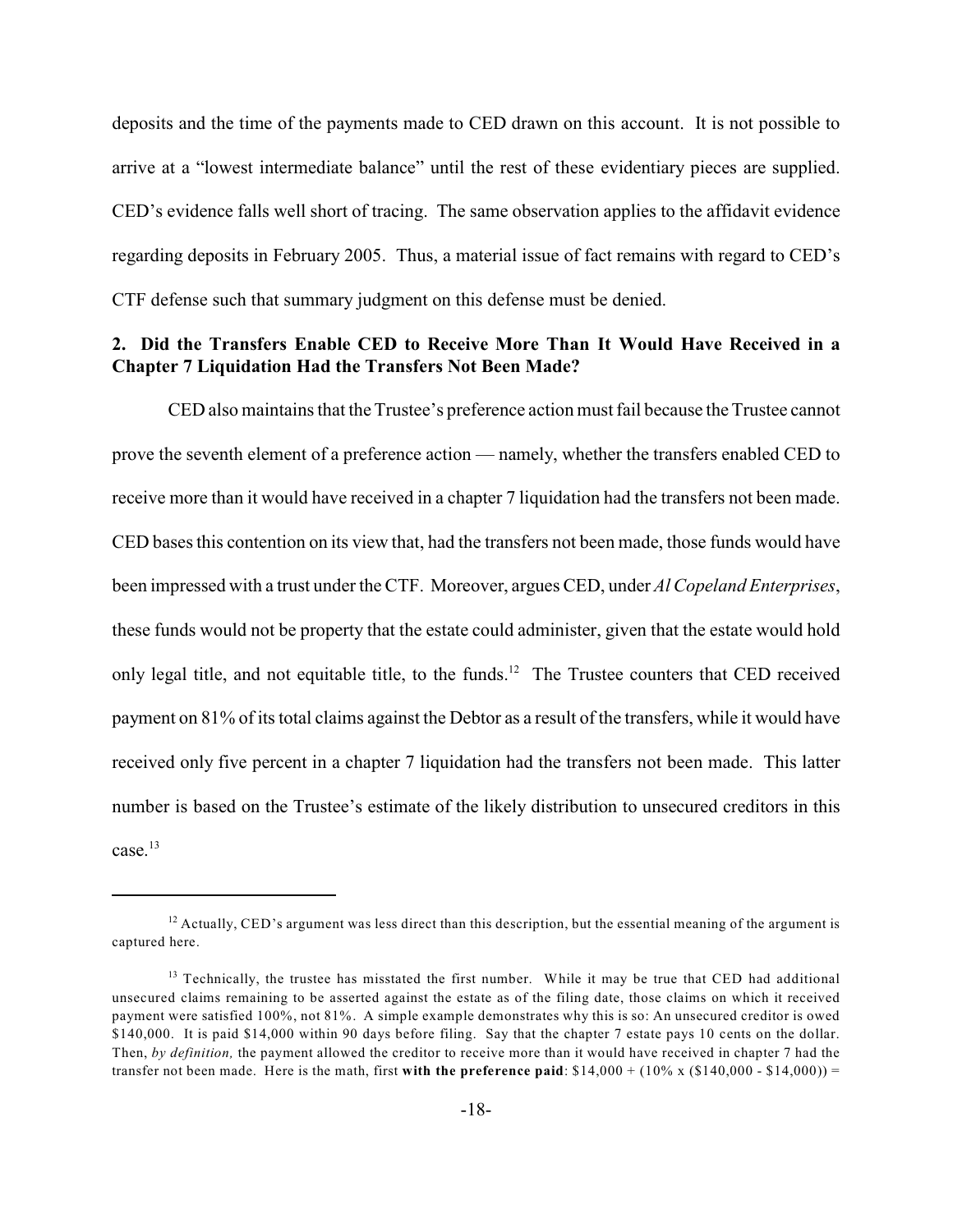deposits and the time of the payments made to CED drawn on this account. It is not possible to arrive at a "lowest intermediate balance" until the rest of these evidentiary pieces are supplied. CED's evidence falls well short of tracing. The same observation applies to the affidavit evidence regarding deposits in February 2005. Thus, a material issue of fact remains with regard to CED's CTF defense such that summary judgment on this defense must be denied.

## 2. Did the Transfers Enable CED to Receive More Than It Would Have Received in a Chapter 7 Liquidation Had the Transfers Not Been Made?

CED also maintains that the Trustee's preference action must fail because the Trustee cannot prove the seventh element of a preference action — namely, whether the transfers enabled CED to receive more than it would have received in a chapter 7 liquidation had the transfers not been made. CED bases this contention on its view that, had the transfers not been made, those funds would have been impressed with a trust under the CTF. Moreover, argues CED, under *Al Copeland Enterprises*, these funds would not be property that the estate could administer, given that the estate would hold only legal title, and not equitable title, to the funds.[12] The Trustee counters that CED received payment on 81% of its total claims against the Debtor as a result of the transfers, while it would have received only five percent in a chapter 7 liquidation had the transfers not been made. This latter number is based on the Trustee's estimate of the likely distribution to unsecured creditors in this case.[13]

---

[12] Actually, CED's argument was less direct than this description, but the essential meaning of the argument is captured here.

[13] Technically, the trustee has misstated the first number. While it may be true that CED had additional unsecured claims remaining to be asserted against the estate as of the filing date, those claims on which it received payment were satisfied 100%, not 81%. A simple example demonstrates why this is so: An unsecured creditor is owed \$140,000. It is paid \$14,000 within 90 days before filing. Say that the chapter 7 estate pays 10 cents on the dollar. Then, *by definition,* the payment allowed the creditor to receive more than it would have received in chapter 7 had the transfer not been made. Here is the math, first **with the preference paid**: \$14,000 + (10% x (\$140,000 - \$14,000)) =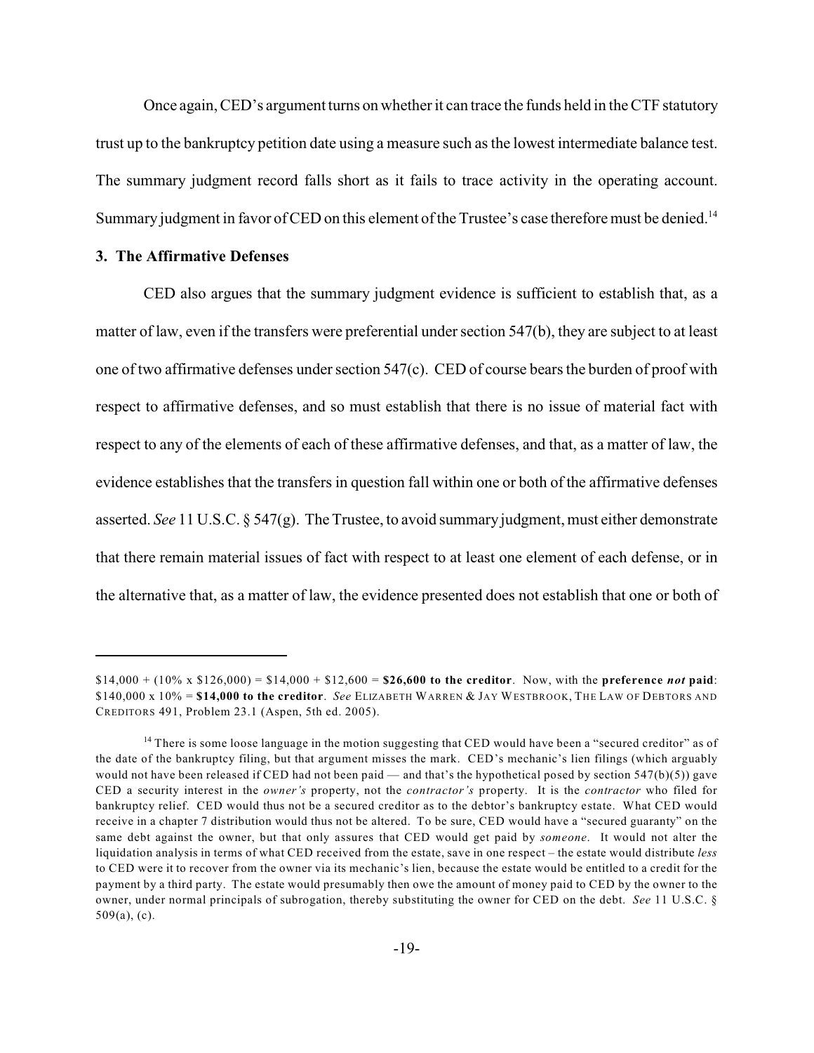Once again, CED's argument turns on whether it can trace the funds held in the CTF statutory trust up to the bankruptcy petition date using a measure such as the lowest intermediate balance test. The summary judgment record falls short as it fails to trace activity in the operating account. Summary judgment in favor of CED on this element of the Trustee's case therefore must be denied.[14]

### 3. The Affirmative Defenses

CED also argues that the summary judgment evidence is sufficient to establish that, as a matter of law, even if the transfers were preferential under section 547(b), they are subject to at least one of two affirmative defenses under section 547(c). CED of course bears the burden of proof with respect to affirmative defenses, and so must establish that there is no issue of material fact with respect to any of the elements of each of these affirmative defenses, and that, as a matter of law, the evidence establishes that the transfers in question fall within one or both of the affirmative defenses asserted. *See* 11 U.S.C. § 547(g). The Trustee, to avoid summary judgment, must either demonstrate that there remain material issues of fact with respect to at least one element of each defense, or in the alternative that, as a matter of law, the evidence presented does not establish that one or both of

---

$14,000 + (10% x $126,000) = $14,000 + $12,600 = **$26,600 to the creditor**. Now, with the **preference *not* paid**: $140,000 x 10% = **$14,000 to the creditor**. *See* ELIZABETH WARREN & JAY WESTBROOK, THE LAW OF DEBTORS AND CREDITORS 491, Problem 23.1 (Aspen, 5th ed. 2005).

[14] There is some loose language in the motion suggesting that CED would have been a "secured creditor" as of the date of the bankruptcy filing, but that argument misses the mark. CED's mechanic's lien filings (which arguably would not have been released if CED had not been paid — and that's the hypothetical posed by section 547(b)(5)) gave CED a security interest in the *owner's* property, not the *contractor's* property. It is the *contractor* who filed for bankruptcy relief. CED would thus not be a secured creditor as to the debtor's bankruptcy estate. What CED would receive in a chapter 7 distribution would thus not be altered. To be sure, CED would have a "secured guaranty" on the same debt against the owner, but that only assures that CED would get paid by *someone*. It would not alter the liquidation analysis in terms of what CED received from the estate, save in one respect – the estate would distribute *less* to CED were it to recover from the owner via its mechanic's lien, because the estate would be entitled to a credit for the payment by a third party. The estate would presumably then owe the amount of money paid to CED by the owner to the owner, under normal principals of subrogation, thereby substituting the owner for CED on the debt. *See* 11 U.S.C. § 509(a), (c).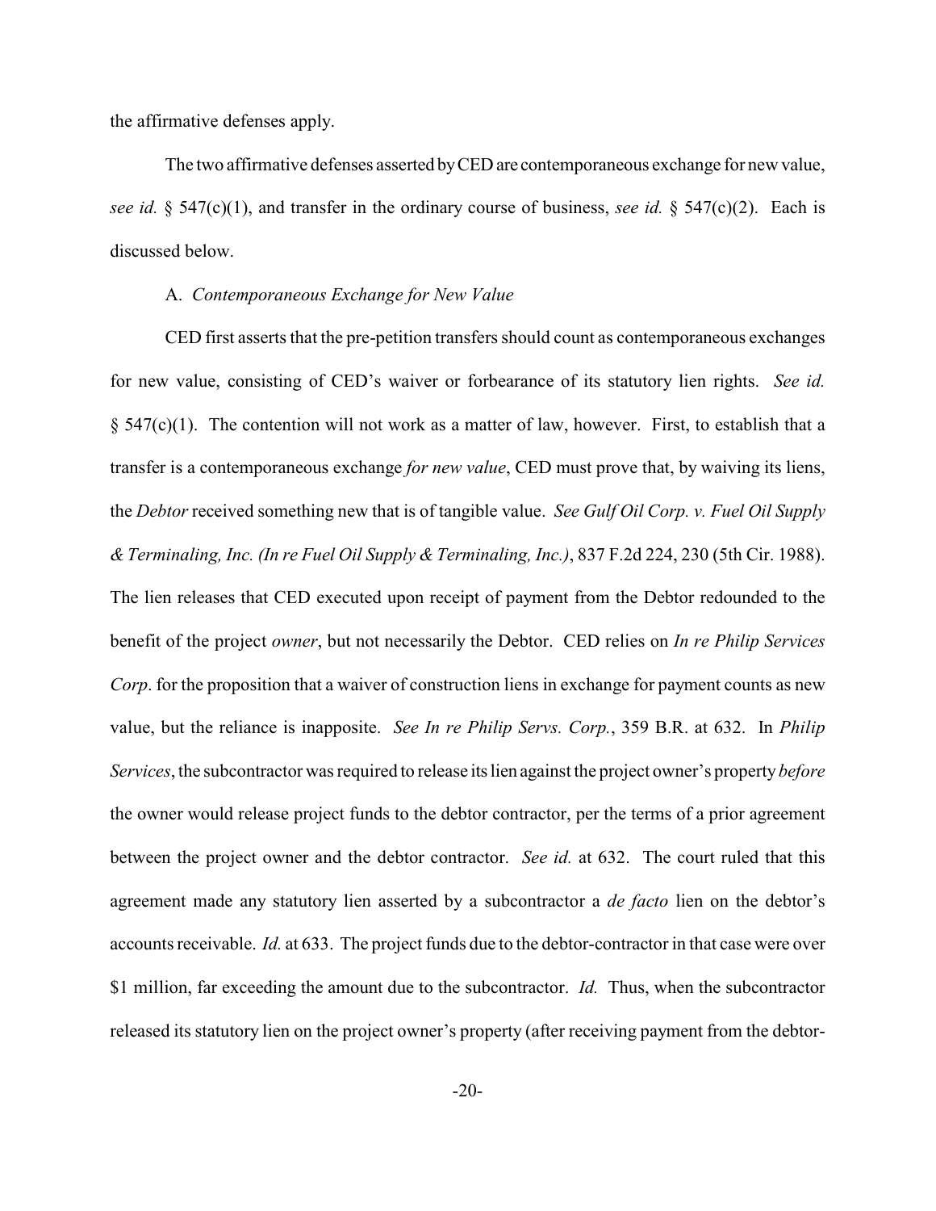the affirmative defenses apply.

The two affirmative defenses asserted by CED are contemporaneous exchange for new value, *see id.* § 547(c)(1), and transfer in the ordinary course of business, *see id.* § 547(c)(2). Each is discussed below.

A. *Contemporaneous Exchange for New Value*

CED first asserts that the pre-petition transfers should count as contemporaneous exchanges for new value, consisting of CED's waiver or forbearance of its statutory lien rights. *See id.* § 547(c)(1). The contention will not work as a matter of law, however. First, to establish that a transfer is a contemporaneous exchange *for new value*, CED must prove that, by waiving its liens, the *Debtor* received something new that is of tangible value. *See Gulf Oil Corp. v. Fuel Oil Supply & Terminaling, Inc. (In re Fuel Oil Supply & Terminaling, Inc.)*, 837 F.2d 224, 230 (5th Cir. 1988). The lien releases that CED executed upon receipt of payment from the Debtor redounded to the benefit of the project *owner*, but not necessarily the Debtor. CED relies on *In re Philip Services Corp*. for the proposition that a waiver of construction liens in exchange for payment counts as new value, but the reliance is inapposite. *See In re Philip Servs. Corp.*, 359 B.R. at 632. In *Philip Services*, the subcontractor was required to release its lien against the project owner's property *before* the owner would release project funds to the debtor contractor, per the terms of a prior agreement between the project owner and the debtor contractor. *See id.* at 632. The court ruled that this agreement made any statutory lien asserted by a subcontractor a *de facto* lien on the debtor's accounts receivable. *Id.* at 633. The project funds due to the debtor-contractor in that case were over \$1 million, far exceeding the amount due to the subcontractor. *Id.* Thus, when the subcontractor released its statutory lien on the project owner's property (after receiving payment from the debtor-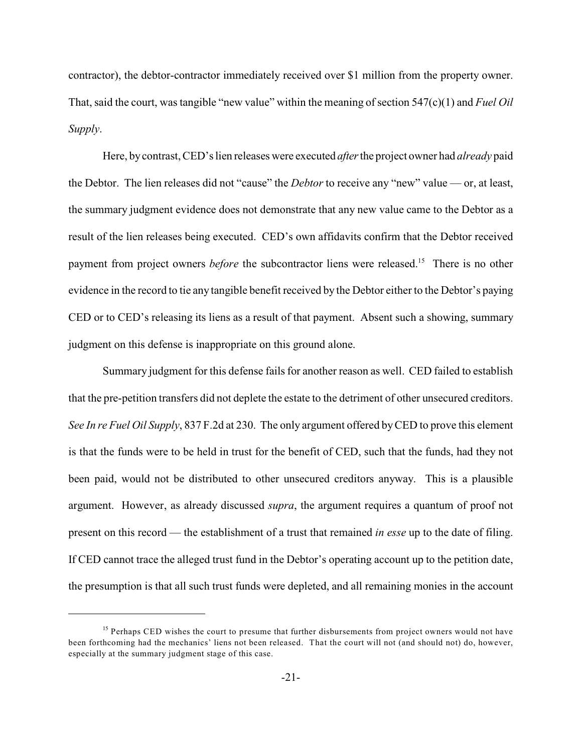contractor), the debtor-contractor immediately received over $1 million from the property owner. That, said the court, was tangible "new value" within the meaning of section 547(c)(1) and *Fuel Oil Supply*.

Here, by contrast, CED's lien releases were executed *after* the project owner had *already* paid the Debtor. The lien releases did not "cause" the *Debtor* to receive any "new" value — or, at least, the summary judgment evidence does not demonstrate that any new value came to the Debtor as a result of the lien releases being executed. CED's own affidavits confirm that the Debtor received payment from project owners *before* the subcontractor liens were released.[15] There is no other evidence in the record to tie any tangible benefit received by the Debtor either to the Debtor's paying CED or to CED's releasing its liens as a result of that payment. Absent such a showing, summary judgment on this defense is inappropriate on this ground alone.

Summary judgment for this defense fails for another reason as well. CED failed to establish that the pre-petition transfers did not deplete the estate to the detriment of other unsecured creditors. *See In re Fuel Oil Supply*, 837 F.2d at 230. The only argument offered by CED to prove this element is that the funds were to be held in trust for the benefit of CED, such that the funds, had they not been paid, would not be distributed to other unsecured creditors anyway. This is a plausible argument. However, as already discussed *supra*, the argument requires a quantum of proof not present on this record — the establishment of a trust that remained *in esse* up to the date of filing. If CED cannot trace the alleged trust fund in the Debtor's operating account up to the petition date, the presumption is that all such trust funds were depleted, and all remaining monies in the account

---

[15] Perhaps CED wishes the court to presume that further disbursements from project owners would not have been forthcoming had the mechanics' liens not been released. That the court will not (and should not) do, however, especially at the summary judgment stage of this case.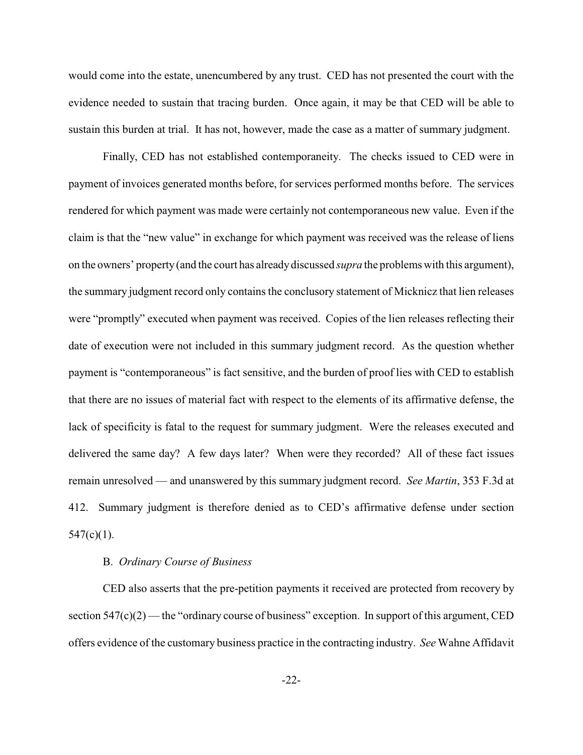would come into the estate, unencumbered by any trust. CED has not presented the court with the evidence needed to sustain that tracing burden. Once again, it may be that CED will be able to sustain this burden at trial. It has not, however, made the case as a matter of summary judgment.

Finally, CED has not established contemporaneity. The checks issued to CED were in payment of invoices generated months before, for services performed months before. The services rendered for which payment was made were certainly not contemporaneous new value. Even if the claim is that the "new value" in exchange for which payment was received was the release of liens on the owners' property (and the court has already discussed *supra* the problems with this argument), the summary judgment record only contains the conclusory statement of Micknicz that lien releases were "promptly" executed when payment was received. Copies of the lien releases reflecting their date of execution were not included in this summary judgment record. As the question whether payment is "contemporaneous" is fact sensitive, and the burden of proof lies with CED to establish that there are no issues of material fact with respect to the elements of its affirmative defense, the lack of specificity is fatal to the request for summary judgment. Were the releases executed and delivered the same day? A few days later? When were they recorded? All of these fact issues remain unresolved — and unanswered by this summary judgment record. *See Martin*, 353 F.3d at 412. Summary judgment is therefore denied as to CED's affirmative defense under section 547(c)(1).

B. *Ordinary Course of Business*

CED also asserts that the pre-petition payments it received are protected from recovery by section 547(c)(2) — the "ordinary course of business" exception. In support of this argument, CED offers evidence of the customary business practice in the contracting industry. *See* Wahne Affidavit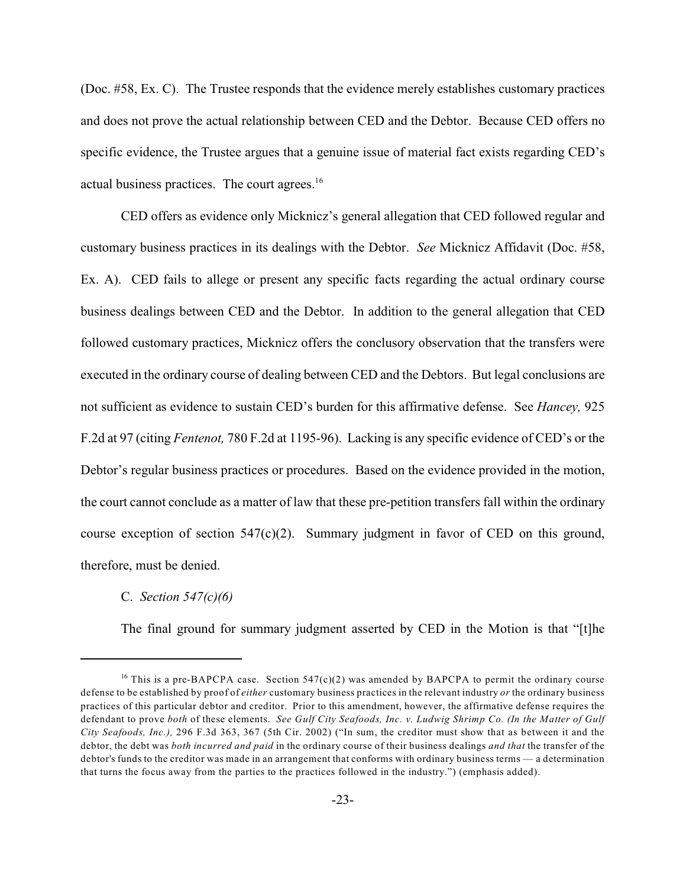(Doc. #58, Ex. C). The Trustee responds that the evidence merely establishes customary practices and does not prove the actual relationship between CED and the Debtor. Because CED offers no specific evidence, the Trustee argues that a genuine issue of material fact exists regarding CED's actual business practices. The court agrees.[16]

CED offers as evidence only Micknicz's general allegation that CED followed regular and customary business practices in its dealings with the Debtor. *See* Micknicz Affidavit (Doc. #58, Ex. A). CED fails to allege or present any specific facts regarding the actual ordinary course business dealings between CED and the Debtor. In addition to the general allegation that CED followed customary practices, Micknicz offers the conclusory observation that the transfers were executed in the ordinary course of dealing between CED and the Debtors. But legal conclusions are not sufficient as evidence to sustain CED's burden for this affirmative defense. See *Hancey,* 925 F.2d at 97 (citing *Fentenot,* 780 F.2d at 1195-96). Lacking is any specific evidence of CED's or the Debtor's regular business practices or procedures. Based on the evidence provided in the motion, the court cannot conclude as a matter of law that these pre-petition transfers fall within the ordinary course exception of section 547(c)(2). Summary judgment in favor of CED on this ground, therefore, must be denied.

C. *Section 547(c)(6)*

The final ground for summary judgment asserted by CED in the Motion is that "[t]he

---

[16] This is a pre-BAPCPA case. Section 547(c)(2) was amended by BAPCPA to permit the ordinary course defense to be established by proof of *either* customary business practices in the relevant industry *or* the ordinary business practices of this particular debtor and creditor. Prior to this amendment, however, the affirmative defense requires the defendant to prove *both* of these elements. *See Gulf City Seafoods, Inc. v. Ludwig Shrimp Co. (In the Matter of Gulf City Seafoods, Inc.),* 296 F.3d 363, 367 (5th Cir. 2002) ("In sum, the creditor must show that as between it and the debtor, the debt was *both incurred and paid* in the ordinary course of their business dealings *and that* the transfer of the debtor's funds to the creditor was made in an arrangement that conforms with ordinary business terms — a determination that turns the focus away from the parties to the practices followed in the industry.") (emphasis added).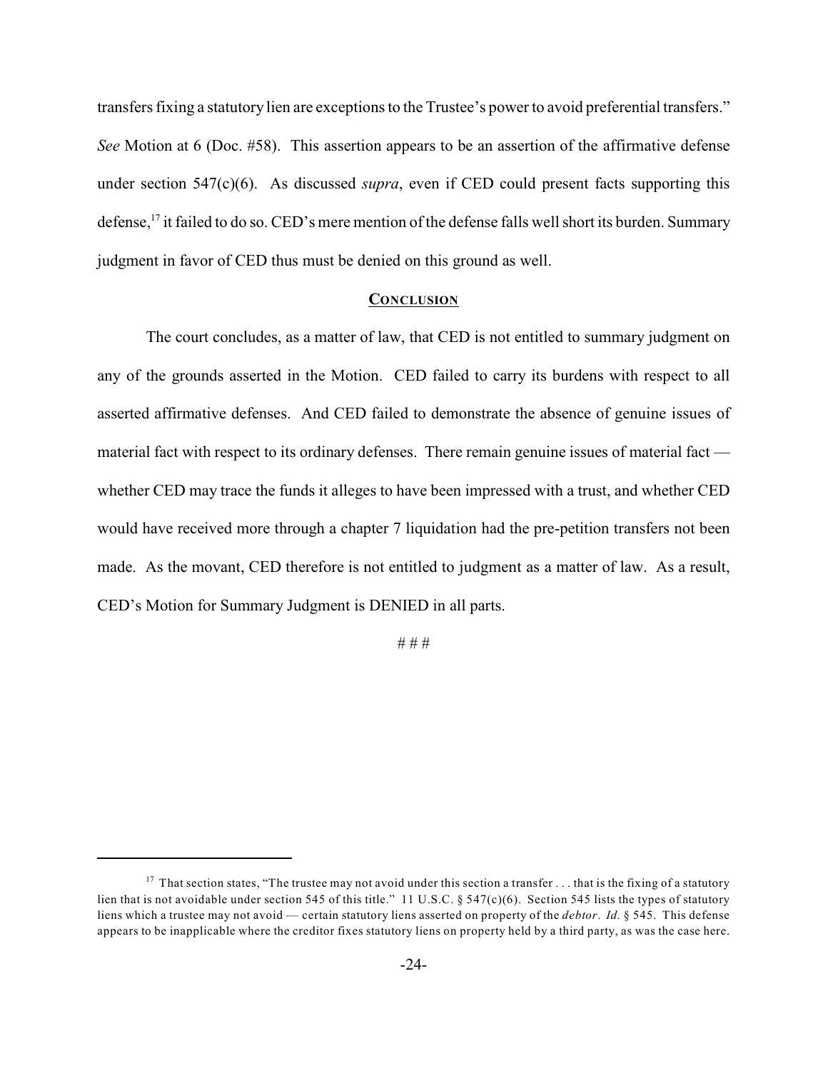transfers fixing a statutory lien are exceptions to the Trustee's power to avoid preferential transfers." *See* Motion at 6 (Doc. #58). This assertion appears to be an assertion of the affirmative defense under section 547(c)(6). As discussed *supra*, even if CED could present facts supporting this defense,[17] it failed to do so. CED's mere mention of the defense falls well short its burden. Summary judgment in favor of CED thus must be denied on this ground as well.

## CONCLUSION

The court concludes, as a matter of law, that CED is not entitled to summary judgment on any of the grounds asserted in the Motion. CED failed to carry its burdens with respect to all asserted affirmative defenses. And CED failed to demonstrate the absence of genuine issues of material fact with respect to its ordinary defenses. There remain genuine issues of material fact — whether CED may trace the funds it alleges to have been impressed with a trust, and whether CED would have received more through a chapter 7 liquidation had the pre-petition transfers not been made. As the movant, CED therefore is not entitled to judgment as a matter of law. As a result, CED's Motion for Summary Judgment is DENIED in all parts.

# # #

[17] That section states, "The trustee may not avoid under this section a transfer . . . that is the fixing of a statutory lien that is not avoidable under section 545 of this title." 11 U.S.C. § 547(c)(6). Section 545 lists the types of statutory liens which a trustee may not avoid — certain statutory liens asserted on property of the *debtor*. *Id.* § 545. This defense appears to be inapplicable where the creditor fixes statutory liens on property held by a third party, as was the case here.